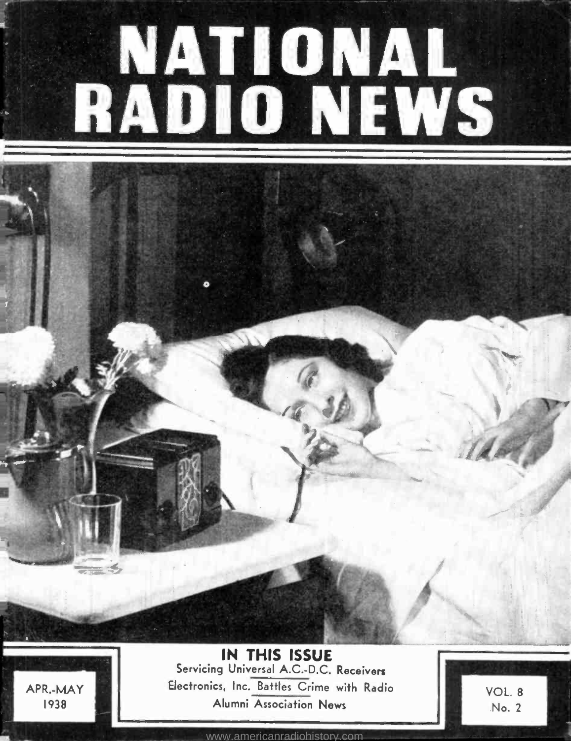# NATIONAL RADIO NEWS

## IN THIS ISSUE

Servicing Universal A.C.-D.C. Receivers

Electronics, Inc. Battles Crime with Radio

Alumni Association News

APR.-MAY 1938

VOL. 8 No. 2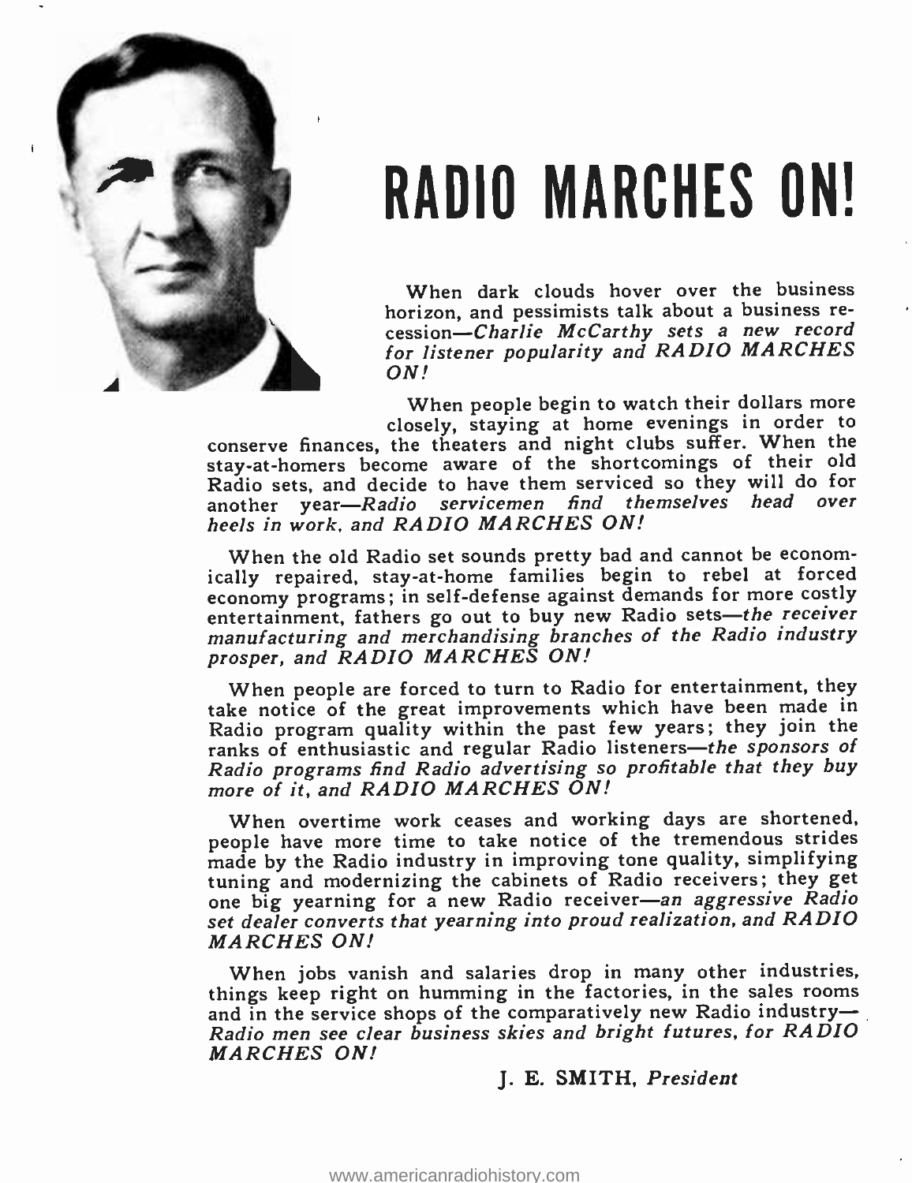# RADIO MARCHES ON!

When dark clouds hover over the business horizon, and pessimists talk about a business recession—*Charlie McCarthy sets a new record for listener popularity and RADIO MARCHES ON!*

When people begin to watch their dollars more closely, staying at home evenings in order to conserve finances, the theaters and night clubs suffer. When the stay-at-homers become aware of the shortcomings of their old Radio sets, and decide to have them serviced so they will do for another year—*Radio servicemen find themselves head over heels in work, and RADIO MARCHES ON!*

When the old Radio set sounds pretty bad and cannot be economically repaired, stay-at-home families begin to rebel at forced economy programs; in self-defense against demands for more costly entertainment, fathers go out to buy new Radio sets—*the receiver manufacturing and merchandising branches of the Radio industry prosper, and RADIO MARCHES ON!*

When people are forced to turn to Radio for entertainment, they take notice of the great improvements which have been made in Radio program quality within the past few years; they join the ranks of enthusiastic and regular Radio listeners—*the sponsors of Radio programs find Radio advertising so profitable that they buy more of it, and RADIO MARCHES ON!*

When overtime work ceases and working days are shortened, people have more time to take notice of the tremendous strides made by the Radio industry in improving tone quality, simplifying tuning and modernizing the cabinets of Radio receivers; they get one big yearning for a new Radio receiver—*an aggressive Radio set dealer converts that yearning into proud realization, and RADIO MARCHES ON!*

When jobs vanish and salaries drop in many other industries, things keep right on humming in the factories, in the sales rooms and in the service shops of the comparatively new Radio industry—*Radio men see clear business skies and bright futures, for RADIO MARCHES ON!*

**J. E. SMITH**, *President*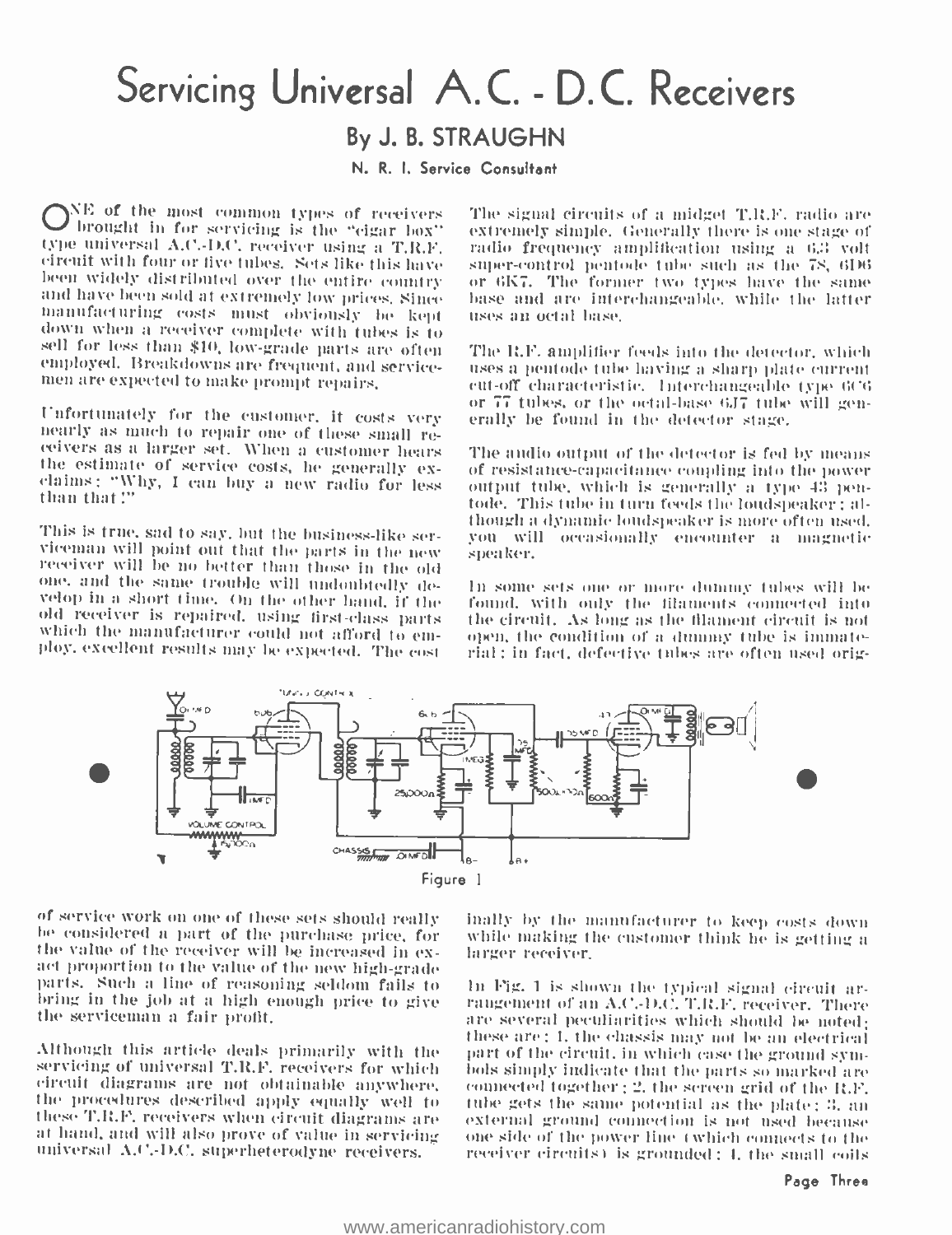# Servicing Universal A.C. - D.C. Receivers

## By J. B. STRAUGHN

**N. R. I. Service Consultant**

ONE of the most common types of receivers brought in for servicing is the "cigar box" type universal A.C.-D.C. receiver using a T.R.F. circuit with four or five tubes. Sets like this have been widely distributed over the entire country and have been sold at extremely low prices. Since manufacturing costs must obviously be kept down when a receiver complete with tubes is to sell for less than $10, low-grade parts are often employed. Breakdowns are frequent, and servicemen are expected to make prompt repairs.

Unfortunately for the customer, it costs very nearly as much to repair one of these small receivers as a larger set. When a customer hears the estimate of service costs, he generally exclaims: "Why, I can buy a new radio for less than that!"

This is true, sad to say, but the business-like serviceman will point out that the parts in the new receiver will be no better than those in the old one, and the same trouble will undoubtedly develop in a short time. On the other hand, if the old receiver is repaired, using first-class parts which the manufacturer could not afford to employ, excellent results may be expected. The cost of service work on one of these sets should really be considered a part of the purchase price, for the value of the receiver will be increased in exact proportion to the value of the new high-grade parts. Such a line of reasoning seldom fails to bring in the job at a high enough price to give the serviceman a fair profit.

Although this article deals primarily with the servicing of universal T.R.F. receivers for which circuit diagrams are not obtainable anywhere, the procedures described apply equally well to these T.R.F. receivers when circuit diagrams are at hand, and will also prove of value in servicing universal A.C.-D.C. superheterodyne receivers.

The signal circuits of a midget T.R.F. radio are extremely simple. Generally there is one stage of radio frequency amplification using a 6.3 volt super-control pentode tube such as the 78, 6D6 or 6K7. The former two types have the same base and are interchangeable, while the latter uses an octal base.

The R.F. amplifier feeds into the detector, which uses a pentode tube having a sharp plate current cut-off characteristic. Interchangeable type 6C6 or 77 tubes, or the octal-base 6J7 tube will generally be found in the detector stage.

The audio output of the detector is fed by means of resistance-capacitance coupling into the power output tube, which is generally a type 43 pentode. This tube in turn feeds the loudspeaker; although a dynamic loudspeaker is more often used, you will occasionally encounter a magnetic speaker.

In some sets one or more dummy tubes will be found, with only the filaments connected into the circuit. As long as the filament circuit is not open, the condition of a dummy tube is immaterial; in fact, defective tubes are often used originally by the manufacturer to keep costs down while making the customer think he is getting a larger receiver.

Figure 1

In Fig. 1 is shown the typical signal circuit arrangement of an A.C.-D.C. T.R.F. receiver. There are several peculiarities which should be noted; these are: 1, the chassis may not be an electrical part of the circuit, in which case the ground symbols simply indicate that the parts so marked are connected together; 2, the screen grid of the R.F. tube gets the same potential as the plate; 3, an external ground connection is not used because one side of the power line (which connects to the receiver circuits) is grounded; 4, the small coils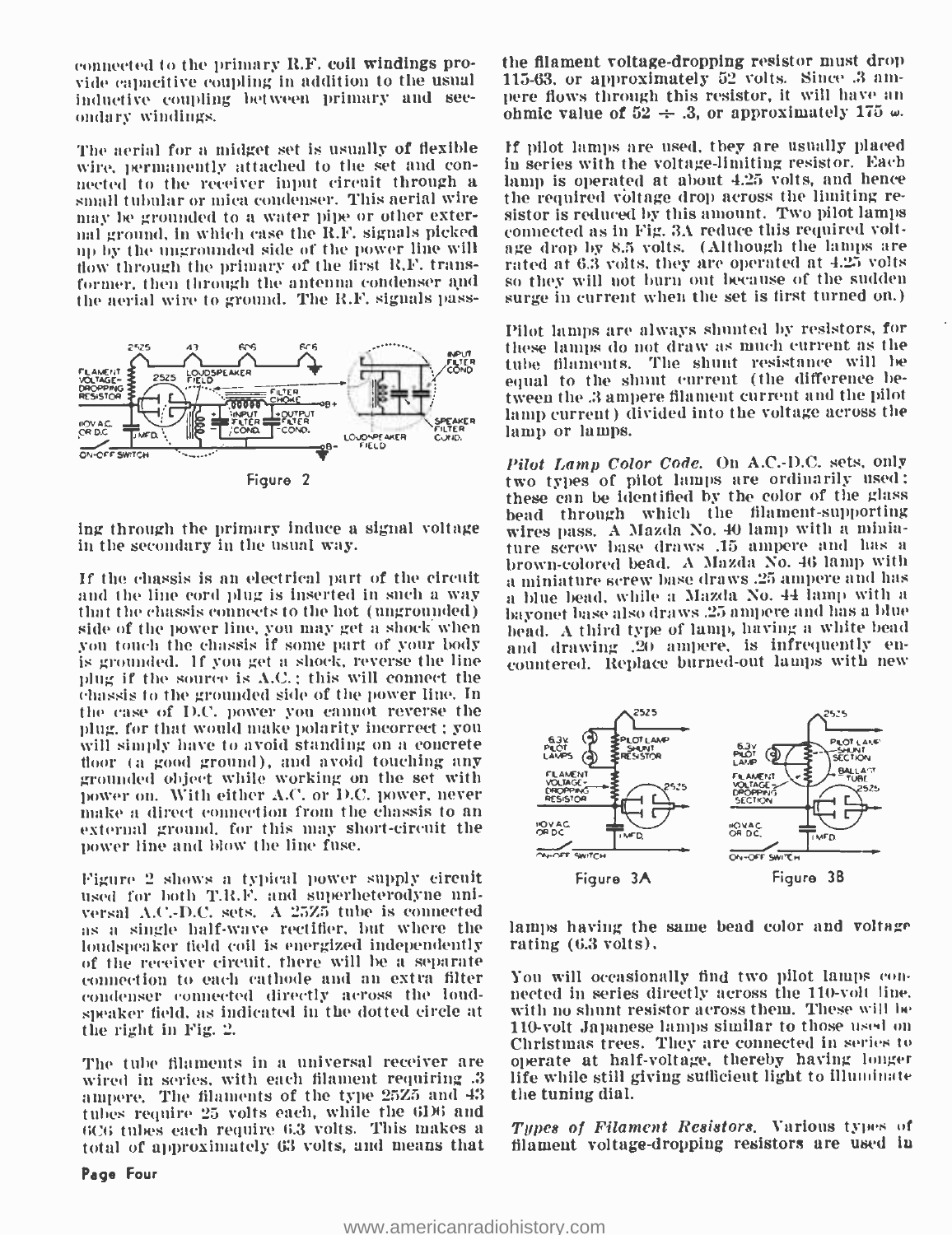connected to the primary R.F. coil windings provide capacitive coupling in addition to the usual inductive coupling between primary and secondary windings.

The aerial for a midget set is usually of flexible wire, permanently attached to the set and connected to the receiver input circuit through a small tubular or mica condenser. This aerial wire may be grounded to a water pipe or other external ground, in which case the R.F. signals picked up by the ungrounded side of the power line will flow through the primary of the first R.F. transformer, then through the antenna condenser and the aerial wire to ground. The R.F. signals passing through the primary induce a signal voltage in the secondary in the usual way.

Figure 2

If the chassis is an electrical part of the circuit and the line cord plug is inserted in such a way that the chassis connects to the hot (ungrounded) side of the power line, you may get a shock when you touch the chassis if some part of your body is grounded. If you get a shock, reverse the line plug if the source is A.C.; this will connect the chassis to the grounded side of the power line. In the case of D.C. power you cannot reverse the plug, for that would make polarity incorrect; you will simply have to avoid standing on a concrete floor (a good ground), and avoid touching any grounded object while working on the set with power on. With either A.C. or D.C. power, never make a direct connection from the chassis to an external ground, for this may short-circuit the power line and blow the line fuse.

Figure 2 shows a typical power supply circuit used for both T.R.F. and superheterodyne universal A.C.-D.C. sets. A 25Z5 tube is connected as a single half-wave rectifier, but where the loudspeaker field coil is energized independently of the receiver circuit, there will be a separate connection to each cathode and an extra filter condenser connected directly across the loudspeaker field, as indicated in the dotted circle at the right in Fig. 2.

The tube filaments in a universal receiver are wired in series, with each filament requiring .3 ampere. The filaments of the type 25Z5 and 43 tubes require 25 volts each, while the 6D6 and 6C6 tubes each require 6.3 volts. This makes a total of approximately 63 volts, and means that the filament voltage-dropping resistor must drop 115-63, or approximately 52 volts. Since .3 ampere flows through this resistor, it will have an ohmic value of 52 ÷ .3, or approximately 175 ω.

If pilot lamps are used, they are usually placed in series with the voltage-limiting resistor. Each lamp is operated at about 4.25 volts, and hence the required voltage drop across the limiting resistor is reduced by this amount. Two pilot lamps connected as in Fig. 3A reduce this required voltage drop by 8.5 volts. (Although the lamps are rated at 6.3 volts, they are operated at 4.25 volts so they will not burn out because of the sudden surge in current when the set is first turned on.)

Pilot lamps are always shunted by resistors, for these lamps do not draw as much current as the tube filaments. The shunt resistance will be equal to the shunt current (the difference between the .3 ampere filament current and the pilot lamp current) divided into the voltage across the lamp or lamps.

*Pilot Lamp Color Code.* On A.C.-D.C. sets, only two types of pilot lamps are ordinarily used: these can be identified by the color of the glass bead through which the filament-supporting wires pass. A Mazda No. 40 lamp with a miniature screw base draws .15 ampere and has a brown-colored bead. A Mazda No. 46 lamp with a miniature screw base draws .25 ampere and has a blue bead, while a Mazda No. 44 lamp with a bayonet base also draws .25 ampere and has a blue bead. A third type of lamp, having a white bead and drawing .20 ampere, is infrequently encountered. Replace burned-out lamps with new lamps having the same bead color and voltage rating (6.3 volts).

Figure 3A　　Figure 3B

You will occasionally find two pilot lamps connected in series directly across the 110-volt line, with no shunt resistor across them. These will be 110-volt Japanese lamps similar to those used on Christmas trees. They are connected in series to operate at half-voltage, thereby having longer life while still giving sufficient light to illuminate the tuning dial.

*Types of Filament Resistors.* Various types of filament voltage-dropping resistors are used in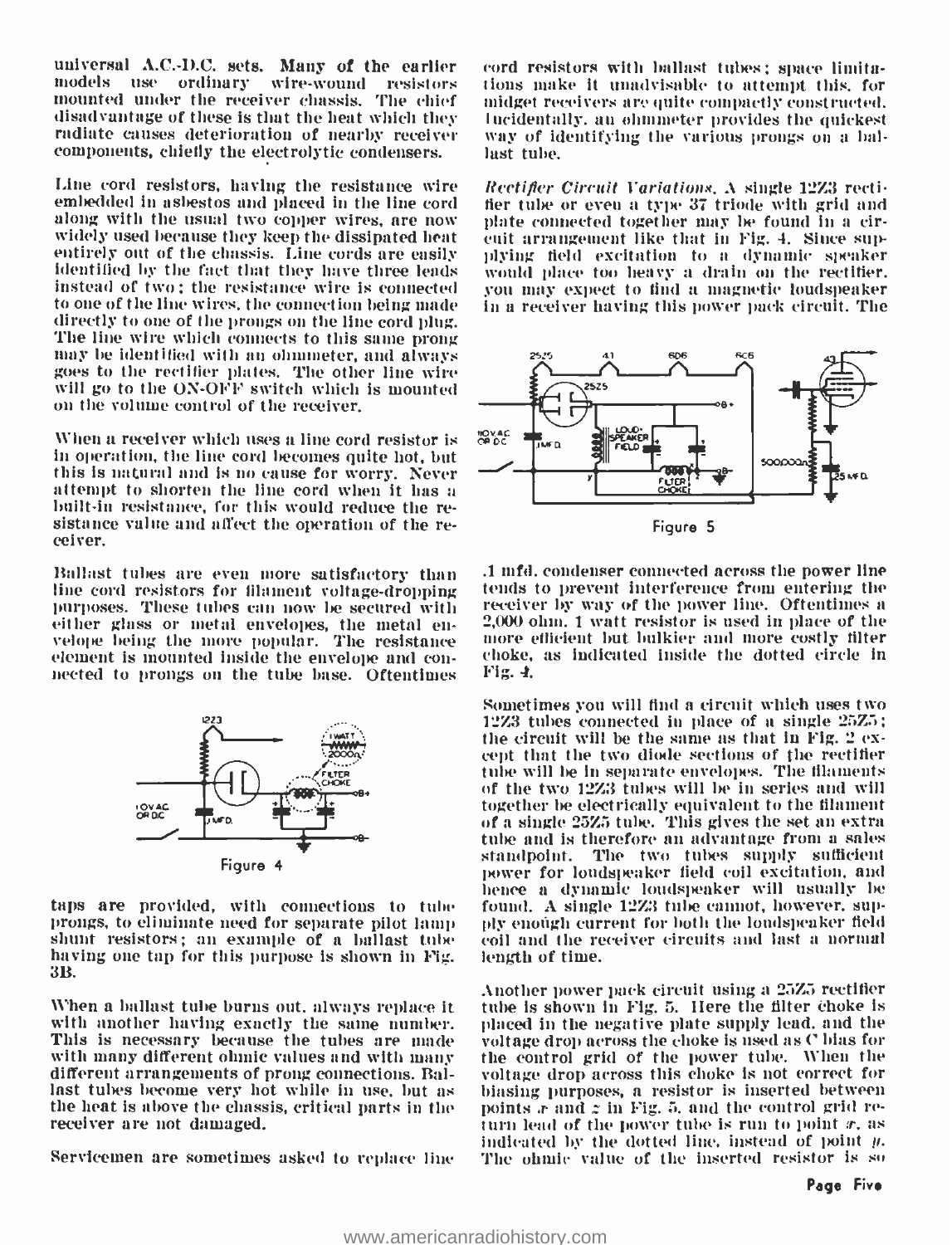universal A.C.-D.C. sets. Many of the earlier models use ordinary wire-wound resistors mounted under the receiver chassis. The chief disadvantage of these is that the heat which they radiate causes deterioration of nearby receiver components, chiefly the electrolytic condensers.

Line cord resistors, having the resistance wire embedded in asbestos and placed in the line cord along with the usual two copper wires, are now widely used because they keep the dissipated heat entirely out of the chassis. Line cords are easily identified by the fact that they have three leads instead of two; the resistance wire is connected to one of the line wires, the connection being made directly to one of the prongs on the line cord plug. The line wire which connects to this same prong may be identified with an ohmmeter, and always goes to the rectifier plates. The other line wire will go to the ON-OFF switch which is mounted on the volume control of the receiver.

When a receiver which uses a line cord resistor is in operation, the line cord becomes quite hot, but this is natural and is no cause for worry. Never attempt to shorten the line cord when it has a built-in resistance, for this would reduce the resistance value and affect the operation of the receiver.

Ballast tubes are even more satisfactory than line cord resistors for filament voltage-dropping purposes. These tubes can now be secured with either glass or metal envelopes, the metal envelope being the more popular. The resistance element is mounted inside the envelope and connected to prongs on the tube base. Oftentimes taps are provided, with connections to tube prongs, to eliminate need for separate pilot lamp shunt resistors; an example of a ballast tube having one tap for this purpose is shown in Fig. 3B.

Figure 4

When a ballast tube burns out, always replace it with another having exactly the same number. This is necessary because the tubes are made with many different ohmic values and with many different arrangements of prong connections. Ballast tubes become very hot while in use, but as the heat is above the chassis, critical parts in the receiver are not damaged.

Servicemen are sometimes asked to replace line cord resistors with ballast tubes; space limitations make it unadvisable to attempt this, for midget receivers are quite compactly constructed. Incidentally, an ohmmeter provides the quickest way of identifying the various prongs on a ballast tube.

*Rectifier Circuit Variations.* A single 12Z3 rectifier tube or even a type 37 triode with grid and plate connected together may be found in a circuit arrangement like that in Fig. 4. Since supplying field excitation to a dynamic speaker would place too heavy a drain on the rectifier, you may expect to find a magnetic loudspeaker in a receiver having this power pack circuit. The .1 mfd. condenser connected across the power line tends to prevent interference from entering the receiver by way of the power line. Oftentimes a 2,000 ohm, 1 watt resistor is used in place of the more efficient but bulkier and more costly filter choke, as indicated inside the dotted circle in Fig. 4.

Figure 5

Sometimes you will find a circuit which uses two 12Z3 tubes connected in place of a single 25Z5; the circuit will be the same as that in Fig. 2 except that the two diode sections of the rectifier tube will be in separate envelopes. The filaments of the two 12Z3 tubes will be in series and will together be electrically equivalent to the filament of a single 25Z5 tube. This gives the set an extra tube and is therefore an advantage from a sales standpoint. The two tubes supply sufficient power for loudspeaker field coil excitation, and hence a dynamic loudspeaker will usually be found. A single 12Z3 tube cannot, however, supply enough current for both the loudspeaker field coil and the receiver circuits and last a normal length of time.

Another power pack circuit using a 25Z5 rectifier tube is shown in Fig. 5. Here the filter choke is placed in the negative plate supply lead, and the voltage drop across the choke is used as C bias for the control grid of the power tube. When the voltage drop across this choke is not correct for biasing purposes, a resistor is inserted between points *x* and *z* in Fig. 5, and the control grid return lead of the power tube is run to point *x*, as indicated by the dotted line, instead of point *y*. The ohmic value of the inserted resistor is so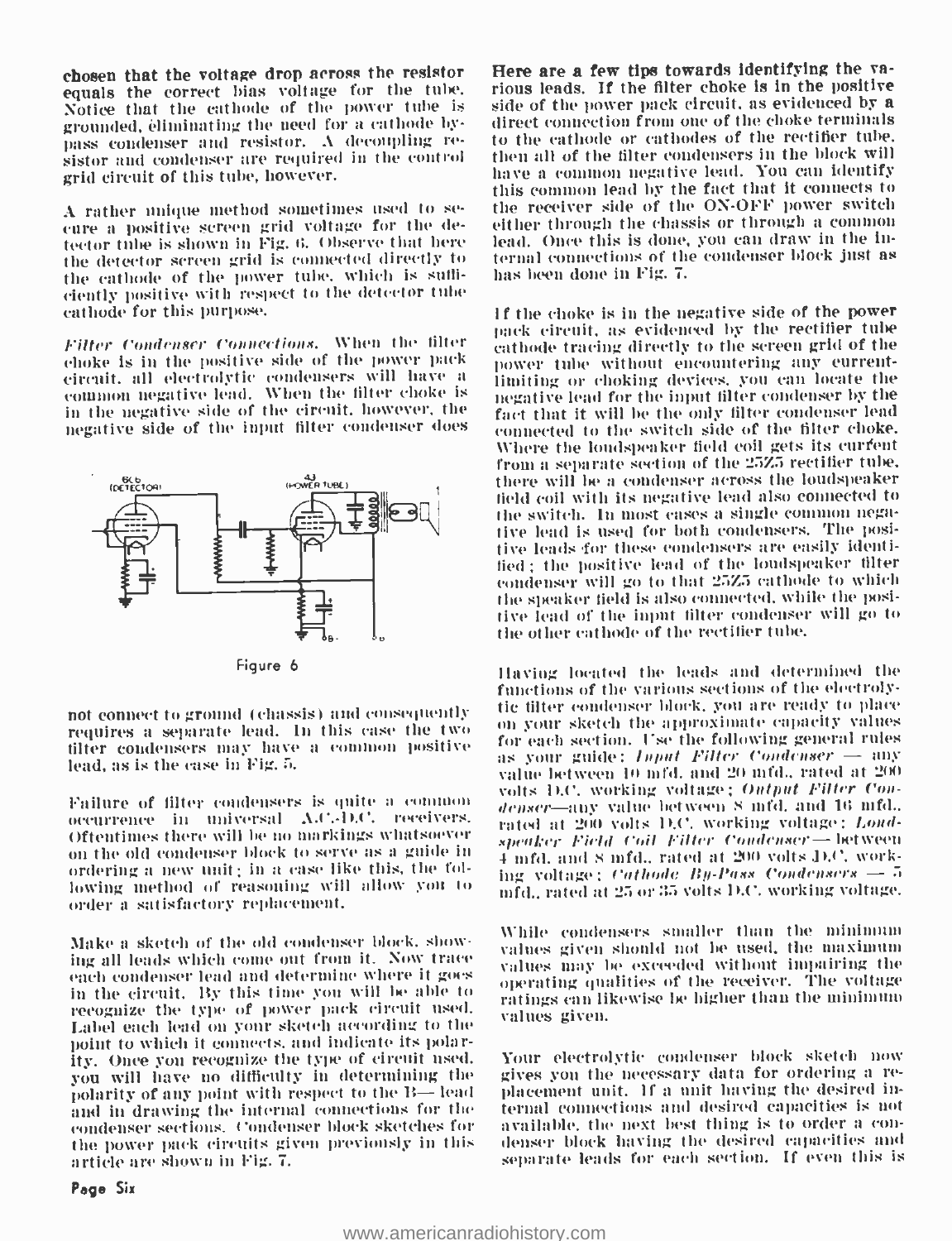chosen that the voltage drop across the resistor equals the correct bias voltage for the tube. Notice that the cathode of the power tube is grounded, eliminating the need for a cathode bypass condenser and resistor. A decoupling resistor and condenser are required in the control grid circuit of this tube, however.

A rather unique method sometimes used to secure a positive screen grid voltage for the detector tube is shown in Fig. 6. Observe that here the detector screen grid is connected directly to the cathode of the power tube, which is sufficiently positive with respect to the detector tube cathode for this purpose.

*Filter Condenser Connections.* When the filter choke is in the positive side of the power pack circuit, all electrolytic condensers will have a common negative lead. When the filter choke is in the negative side of the circuit, however, the negative side of the input filter condenser does not connect to ground (chassis) and consequently requires a separate lead. In this case the two filter condensers may have a common positive lead, as is the case in Fig. 5.

Figure 6

Failure of filter condensers is quite a common occurrence in universal A.C.-D.C. receivers. Oftentimes there will be no markings whatsoever on the old condenser block to serve as a guide in ordering a new unit; in a case like this, the following method of reasoning will allow you to order a satisfactory replacement.

Make a sketch of the old condenser block, showing all leads which come out from it. Now trace each condenser lead and determine where it goes in the circuit. By this time you will be able to recognize the type of power pack circuit used. Label each lead on your sketch according to the point to which it connects, and indicate its polarity. Once you recognize the type of circuit used, you will have no difficulty in determining the polarity of any point with respect to the B— lead and in drawing the internal connections for the condenser sections. Condenser block sketches for the power pack circuits given previously in this article are shown in Fig. 7.

**Here are a few tips towards identifying the various leads. If the filter choke is in the positive side of the power pack circuit, as evidenced by a direct connection from one of the choke terminals to the cathode or cathodes of the rectifier tube, then all of the filter condensers in the block will have a common negative lead. You can identify this common lead by the fact that it connects to the receiver side of the ON-OFF power switch either through the chassis or through a common lead. Once this is done, you can draw in the internal connections of the condenser block just as has been done in Fig. 7.**

**If the choke is in the negative side of the power** pack circuit, as evidenced by the rectifier tube cathode tracing directly to the screen grid of the power tube without encountering any current-limiting or choking devices, you can locate the negative lead for the input filter condenser by the fact that it will be the only filter condenser lead connected to the switch side of the filter choke. Where the loudspeaker field coil gets its current from a separate section of the 25Z5 rectifier tube, there will be a condenser across the loudspeaker field coil with its negative lead also connected to the switch. In most cases a single common negative lead is used for both condensers. The positive leads for these condensers are easily identified; the positive lead of the loudspeaker filter condenser will go to that 25Z5 cathode to which the speaker field is also connected, while the positive lead of the input filter condenser will go to the other cathode of the rectifier tube.

Having located the leads and determined the functions of the various sections of the electrolytic filter condenser block, you are ready to place on your sketch the approximate capacity values for each section. Use the following general rules as your guide: *Input Filter Condenser* — any value between 10 mfd. and 20 mfd., rated at 200 volts D.C. working voltage; *Output Filter Condenser*—any value between 8 mfd. and 16 mfd., rated at 200 volts D.C. working voltage; *Loudspeaker Field Coil Filter Condenser*—between 4 mfd. and 8 mfd., rated at 200 volts D.C. working voltage; *Cathode By-Pass Condensers* — 5 mfd., rated at 25 or 35 volts D.C. working voltage.

While condensers smaller than the minimum values given should not be used, the maximum values may be exceeded without impairing the operating qualities of the receiver. The voltage ratings can likewise be higher than the minimum values given.

Your electrolytic condenser block sketch now gives you the necessary data for ordering a replacement unit. If a unit having the desired internal connections and desired capacities is not available, the next best thing is to order a condenser block having the desired capacities and separate leads for each section. If even this is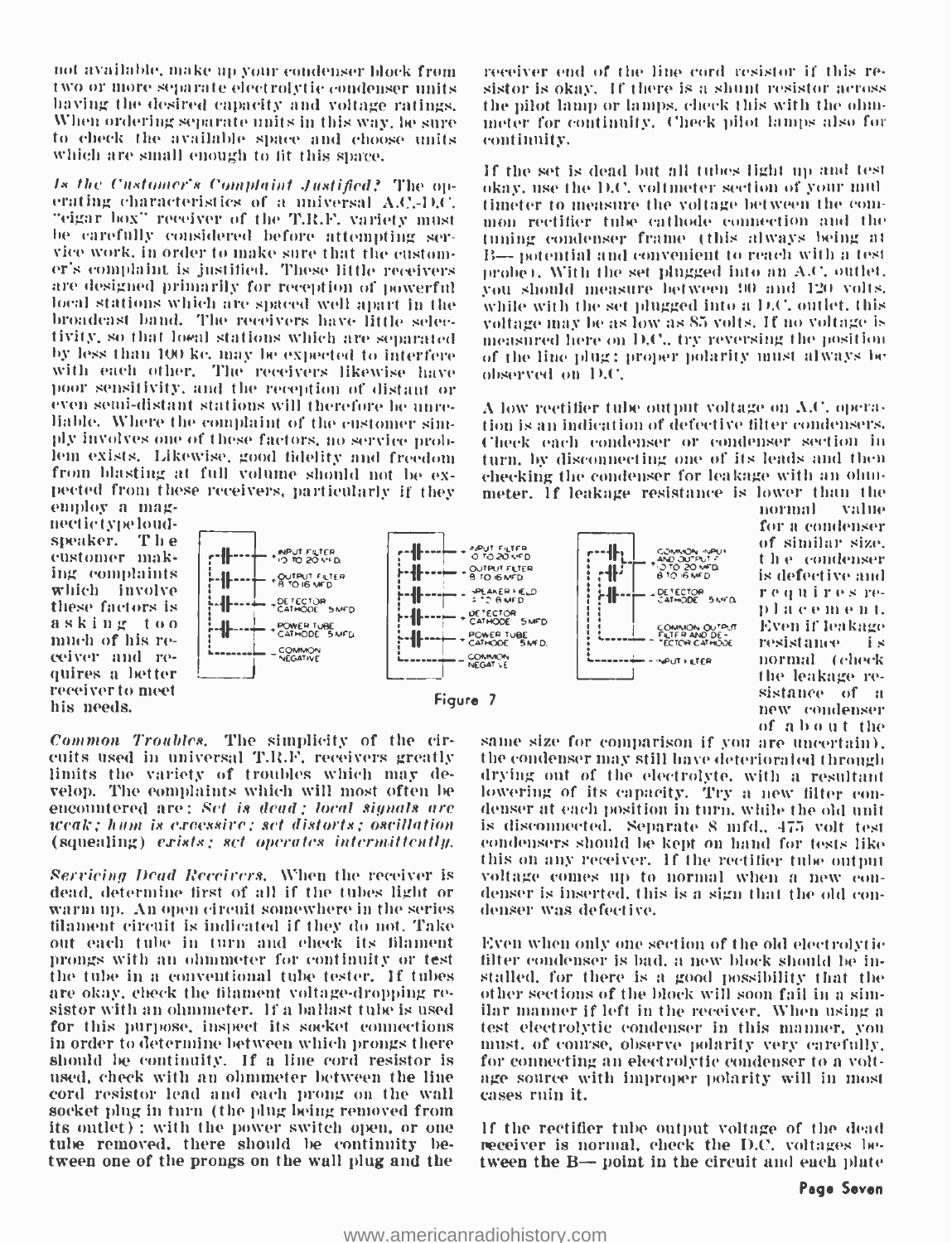not available, make up your condenser block from two or more separate electrolytic condenser units having the desired capacity and voltage ratings. When ordering separate units in this way, be sure to check the available space and choose units which are small enough to fit this space.

*Is the Customer's Complaint Justified?* The operating characteristics of a universal A.C.-D.C. "cigar box" receiver of the T.R.F. variety must be carefully considered before attempting service work, in order to make sure that the customer's complaint is justified. These little receivers are designed primarily for reception of powerful local stations which are spaced well apart in the broadcast band. The receivers have little selectivity, so that local stations which are separated by less than 100 kc. may be expected to interfere with each other. The receivers likewise have poor sensitivity, and the reception of distant or even semi-distant stations will therefore be unreliable. Where the complaint of the customer simply involves one of these factors, no service problem exists. Likewise, good fidelity and freedom from blasting at full volume should not be expected from these receivers, particularly if they employ a magnetic type loudspeaker. The customer making complaints which involve these factors is asking too much of his receiver and requires a better receiver to meet his needs.

Figure 7

*Common Troubles.* The simplicity of the circuits used in universal T.R.F. receivers greatly limits the variety of troubles which may develop. The complaints which will most often be encountered are: *Set is dead; local signals are weak; hum is excessive; set distorts; oscillation* (squealing) *exists; set operates intermittently.*

*Servicing Dead Receivers.* When the receiver is dead, determine first of all if the tubes light or warm up. An open circuit somewhere in the series filament circuit is indicated if they do not. Take out each tube in turn and check its filament prongs with an ohmmeter for continuity or test the tube in a conventional tube tester. If tubes are okay, check the filament voltage-dropping resistor with an ohmmeter. If a ballast tube is used for this purpose, inspect its socket connections in order to determine between which prongs there should be continuity. If a line cord resistor is used, check with an ohmmeter between the line cord resistor lead and each prong on the wall socket plug in turn (the plug being removed from its outlet); with the power switch open, or one tube removed, there should be continuity between one of the prongs on the wall plug and the receiver end of the line cord resistor if this resistor is okay. If there is a shunt resistor across the pilot lamp or lamps, check this with the ohmmeter for continuity. Check pilot lamps also for continuity.

If the set is dead but all tubes light up and test okay, use the D.C. voltmeter section of your multimeter to measure the voltage between the common rectifier tube cathode connection and the tuning condenser frame (this always being at B— potential and convenient to reach with a test probe). With the set plugged into an A.C. outlet, you should measure between 90 and 120 volts, while with the set plugged into a D.C. outlet, this voltage may be as low as 85 volts. If no voltage is measured here on D.C., try reversing the position of the line plug; proper polarity must always be observed on D.C.

A low rectifier tube output voltage on A.C. operation is an indication of defective filter condensers. Check each condenser or condenser section in turn, by disconnecting one of its leads and then checking the condenser for leakage with an ohmmeter. If leakage resistance is lower than the normal value for a condenser of similar size, the condenser is defective and requires replacement. Even if leakage resistance is normal (check the leakage resistance of a new condenser of about the same size for comparison if you are uncertain), the condenser may still have deteriorated through drying out of the electrolyte, with a resultant lowering of its capacity. Try a new filter condenser at each position in turn, while the old unit is disconnected. Separate 8 mfd., 475 volt test condensers should be kept on hand for tests like this on any receiver. If the rectifier tube output voltage comes up to normal when a new condenser is inserted, this is a sign that the old condenser was defective.

Even when only one section of the old electrolytic filter condenser is bad, a new block should be installed, for there is a good possibility that the other sections of the block will soon fail in a similar manner if left in the receiver. When using a test electrolytic condenser in this manner, you must, of course, observe polarity very carefully, for connecting an electrolytic condenser to a voltage source with improper polarity will in most cases ruin it.

If the rectifier tube output voltage of the dead receiver is normal, check the D.C. voltages between the B— point in the circuit and each plate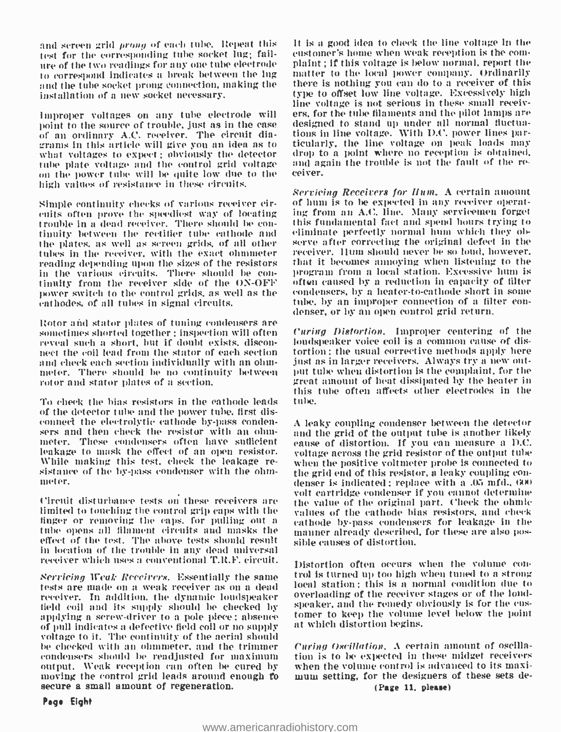and screen grid *prong* of each tube. Repeat this test for the corresponding tube socket lug; failure of the two readings for any one tube electrode to correspond indicates a break between the lug and the tube socket prong connection, making the installation of a new socket necessary.

Improper voltages on any tube electrode will point to the source of trouble, just as in the case of an ordinary A.C. receiver. The circuit diagrams in this article will give you an idea as to what voltages to expect; obviously the detector tube plate voltage and the control grid voltage on the power tube will be quite low due to the high values of resistance in these circuits.

Simple continuity checks of various receiver circuits often prove the speediest way of locating trouble in a dead receiver. There should be continuity between the rectifier tube cathode and the plates, as well as screen grids, of all other tubes in the receiver, with the exact ohmmeter reading depending upon the sizes of the resistors in the various circuits. There should be continuity from the receiver side of the ON-OFF power switch to the control grids, as well as the cathodes, of all tubes in signal circuits.

Rotor and stator plates of tuning condensers are sometimes shorted together; inspection will often reveal such a short, but if doubt exists, disconnect the coil lead from the stator of each section and check each section individually with an ohmmeter. There should be no continuity between rotor and stator plates of a section.

To check the bias resistors in the cathode leads of the detector tube and the power tube, first disconnect the electrolytic cathode by-pass condensers and then check the resistor with an ohmmeter. These condensers often have sufficient leakage to mask the effect of an open resistor. While making this test, check the leakage resistance of the by-pass condenser with the ohmmeter.

Circuit disturbance tests on these receivers are limited to touching the control grip caps with the finger or removing the caps, for pulling out a tube opens all filament circuits and masks the effect of the test. The above tests should result in location of the trouble in any dead universal receiver which uses a conventional T.R.F. circuit.

*Servicing Weak Receivers.* Essentially the same tests are made on a weak receiver as on a dead receiver. In addition, the dynamic loudspeaker field coil and its supply should be checked by applying a screw-driver to a pole piece; absence of pull indicates a defective field coil or no supply voltage to it. The continuity of the aerial should be checked with an ohmmeter, and the trimmer condensers should be readjusted for maximum output. Weak reception can often be cured by moving the control grid leads around enough to secure a small amount of regeneration.

It is a good idea to check the line voltage in the customer's home when weak reception is the complaint; if this voltage is below normal, report the matter to the local power company. Ordinarily there is nothing you can do to a receiver of this type to offset low line voltage. Excessively high line voltage is not serious in these small receivers, for the tube filaments and the pilot lamps are designed to stand up under all normal fluctuations in line voltage. With D.C. power lines particularly, the line voltage on peak loads may drop to a point where no reception is obtained, and again the trouble is not the fault of the receiver.

*Servicing Receivers for Hum.* A certain amount of hum is to be expected in any receiver operating from an A.C. line. Many servicemen forget this fundamental fact and spend hours trying to eliminate perfectly normal hum which they observe after correcting the original defect in the receiver. Hum should never be so loud, however, that it becomes annoying when listening to the program from a local station. Excessive hum is often caused by a reduction in capacity of filter condensers, by a heater-to-cathode short in some tube, by an improper connection of a filter condenser, or by an open control grid return.

*Curing Distortion.* Improper centering of the loudspeaker voice coil is a common cause of distortion; the usual corrective methods apply here just as in larger receivers. Always try a new output tube when distortion is the complaint, for the great amount of heat dissipated by the heater in this tube often affects other electrodes in the tube.

A leaky coupling condenser between the detector and the grid of the output tube is another likely cause of distortion. If you can measure a D.C. voltage across the grid resistor of the output tube when the positive voltmeter probe is connected to the grid end of this resistor, a leaky coupling condenser is indicated; replace with a .05 mfd., 600 volt cartridge condenser if you cannot determine the value of the original part. Check the ohmic values of the cathode bias resistors, and check cathode by-pass condensers for leakage in the manner already described, for these are also possible causes of distortion.

Distortion often occurs when the volume control is turned up too high when tuned to a strong local station; this is a normal condition due to overloading of the receiver stages or of the loudspeaker, and the remedy obviously is for the customer to keep the volume level below the point at which distortion begins.

*Curing Oscillation.* A certain amount of oscillation is to be expected in these midget receivers when the volume control is advanced to its maximum setting, for the designers of these sets de-

(Page 11, please)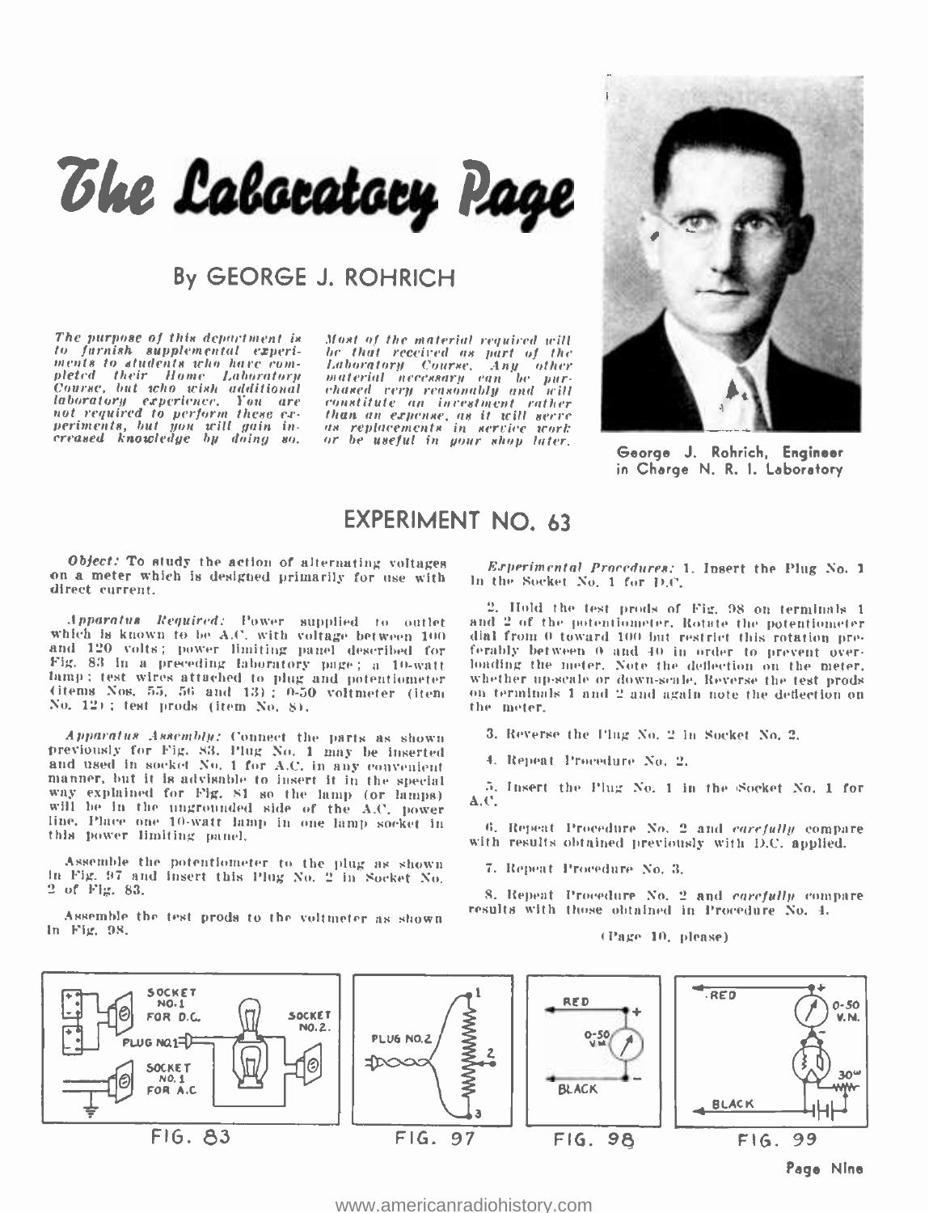# The Laboratory Page

## By GEORGE J. ROHRICH

*The purpose of this department is to furnish supplemental experiments to students who have completed their Home Laboratory Course, but who wish additional laboratory experience. You are not required to perform these experiments, but you will gain increased knowledge by doing so.*

*Most of the material required will be that received as part of the Laboratory Course. Any other material necessary can be purchased very reasonably and will constitute an investment rather than an expense, as it will serve as replacements in service work or be useful in your shop later.*

George J. Rohrich, Engineer in Charge N. R. I. Laboratory

## EXPERIMENT NO. 63

***Object:*** To study the action of alternating voltages on a meter which is designed primarily for use with direct current.

*Apparatus Required:* Power supplied to outlet which is known to be A.C. with voltage between 100 and 120 volts; power limiting panel described for Fig. 83 in a preceding laboratory page; a 10-watt lamp; test wires attached to plug and potentiometer (items Nos. 55, 56 and 13); 0-50 voltmeter (item No. 12); test prods (item No. 8).

*Apparatus Assembly:* Connect the parts as shown previously for Fig. 83. Plug No. 1 may be inserted and used in socket No. 1 for A.C. in any convenient manner, but it is advisable to insert it in the special way explained for Fig. 81 so the lamp (or lamps) will be in the ungrounded side of the A.C. power line. Place one 10-watt lamp in one lamp socket in this power limiting panel.

Assemble the potentiometer to the plug as shown in Fig. 97 and insert this Plug No. 2 in Socket No. 2 of Fig. 83.

Assemble the test prods to the voltmeter as shown in Fig. 98.

*Experimental Procedures:* 1. Insert the Plug No. 1 in the Socket No. 1 for D.C.

2. Hold the test prods of Fig. 98 on terminals 1 and 2 of the potentiometer. Rotate the potentiometer dial from 0 toward 100 but restrict this rotation preferably between 0 and 40 in order to prevent overloading the meter. Note the deflection on the meter, whether up-scale or down-scale. Reverse the test prods on terminals 1 and 2 and again note the deflection on the meter.

3. Reverse the Plug No. 2 in Socket No. 2.

4. Repeat Procedure No. 2.

5. Insert the Plug No. 1 in the Socket No. 1 for A.C.

6. Repeat Procedure No. 2 and *carefully* compare with results obtained previously with D.C. applied.

7. Repeat Procedure No. 3.

8. Repeat Procedure No. 2 and *carefully* compare results with those obtained in Procedure No. 4.

(Page 10, please)

FIG. 83

FIG. 97

FIG. 98

FIG. 99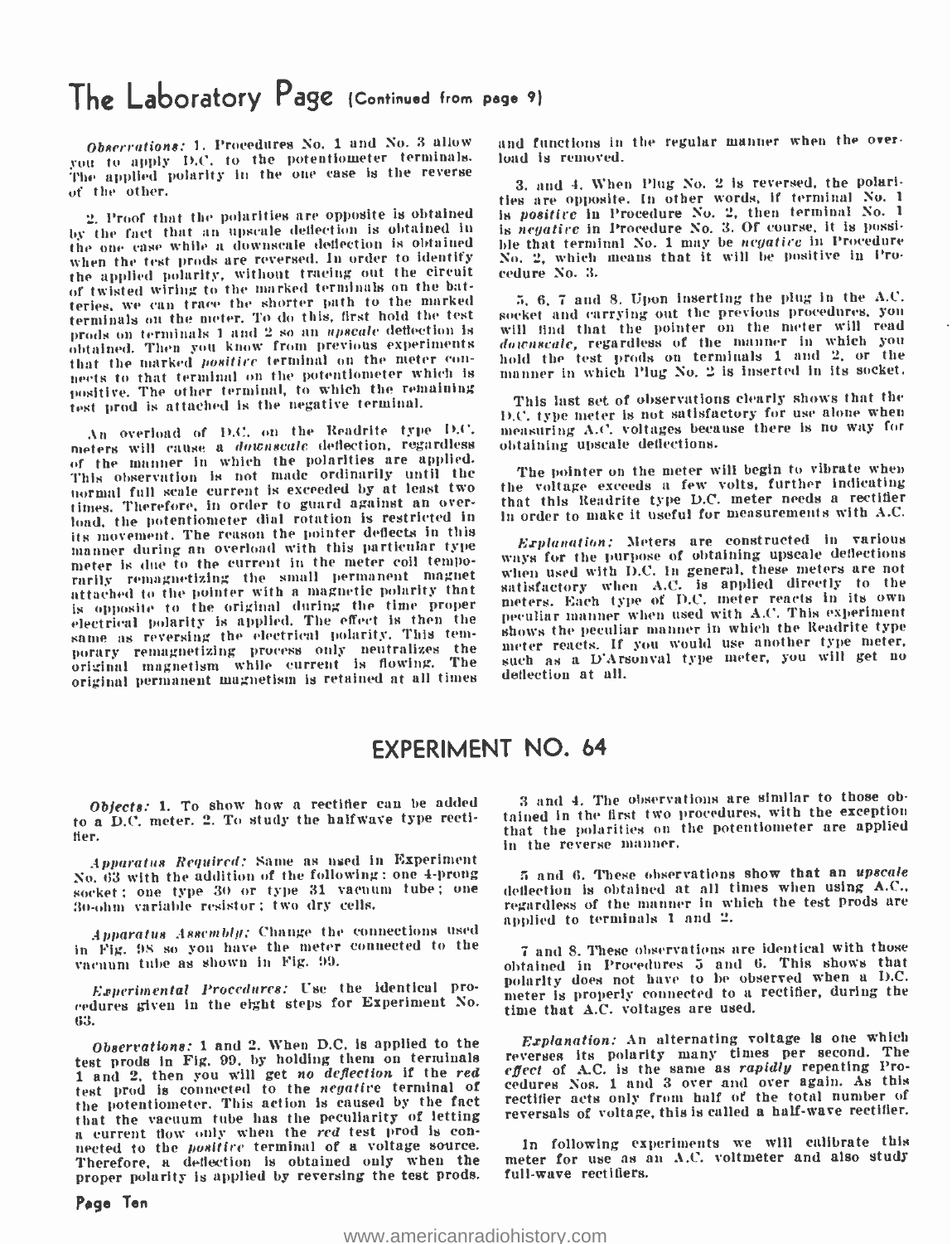# The Laboratory Page (Continued from page 9)

*Observations:* 1. Procedures No. 1 and No. 3 allow you to apply D.C. to the potentiometer terminals. The applied polarity in the one case is the reverse of the other.

2. Proof that the polarities are opposite is obtained by the fact that an upscale deflection is obtained in the one case while a downscale deflection is obtained when the test prods are reversed. In order to identify the applied polarity, without tracing out the circuit of twisted wiring to the marked terminals on the batteries, we can trace the shorter path to the marked terminals on the meter. To do this, first hold the test prods on terminals 1 and 2 so an *upscale* deflection is obtained. Then you know from previous experiments that the marked *positive* terminal on the meter connects to that terminal on the potentiometer which is positive. The other terminal, to which the remaining test prod is attached is the negative terminal.

An overload of D.C. on the Readrite type D.C. meters will cause a *downscale* deflection, regardless of the manner in which the polarities are applied. This observation is not made ordinarily until the normal full scale current is exceeded by at least two times. Therefore, in order to guard against an overload, the potentiometer dial rotation is restricted in its movement. The reason the pointer deflects in this manner during an overload with this particular type meter is due to the current in the meter coil temporarily remagnetizing the small permanent magnet attached to the pointer with a magnetic polarity that is opposite to the original during the time proper electrical polarity is applied. The effect is then the same as reversing the electrical polarity. This temporary remagnetizing process only neutralizes the original magnetism while current is flowing. The original permanent magnetism is retained at all times and functions in the regular manner when the overload is removed.

3. and 4. When Plug No. 2 is reversed, the polarities are opposite. In other words, if terminal No. 1 is *positive* in Procedure No. 2, then terminal No. 1 is *negative* in Procedure No. 3. Of course, it is possible that terminal No. 1 may be *negative* in Procedure No. 2, which means that it will be positive in Procedure No. 3.

5, 6, 7 and 8. Upon inserting the plug in the A.C. socket and carrying out the previous procedures, you will find that the pointer on the meter will read *downscale*, regardless of the manner in which you hold the test prods on terminals 1 and 2, or the manner in which Plug No. 2 is inserted in its socket.

This last set of observations clearly shows that the D.C. type meter is not satisfactory for use alone when measuring A.C. voltages because there is no way for obtaining upscale deflections.

The pointer on the meter will begin to vibrate when the voltage exceeds a few volts, further indicating that this Readrite type D.C. meter needs a rectifier in order to make it useful for measurements with A.C.

*Explanation:* Meters are constructed in various ways for the purpose of obtaining upscale deflections when used with D.C. In general, these meters are not satisfactory when A.C. is applied directly to the meters. Each type of D.C. meter reacts in its own peculiar manner when used with A.C. This experiment shows the peculiar manner in which the Readrite type meter reacts. If you would use another type meter, such as a D'Arsonval type meter, you will get no deflection at all.

## EXPERIMENT NO. 64

*Objects:* 1. To show how a rectifier can be added to a D.C. meter. 2. To study the halfwave type rectifier.

*Apparatus Required:* Same as used in Experiment No. 63 with the addition of the following: one 4-prong socket; one type 30 or type 31 vacuum tube; one 30-ohm variable resistor; two dry cells.

*Apparatus Assembly:* Change the connections used in Fig. 98 so you have the meter connected to the vacuum tube as shown in Fig. 99.

*Experimental Procedures:* Use the identical procedures given in the eight steps for Experiment No. 63.

*Observations:* 1 and 2. When D.C. is applied to the test prods in Fig. 99, by holding them on terminals 1 and 2, then you will get *no deflection* if the *red* test prod is connected to the *negative* terminal of the potentiometer. This action is caused by the fact that the vacuum tube has the peculiarity of letting a current flow only when the *red* test prod is connected to the *positive* terminal of a voltage source. Therefore, a deflection is obtained only when the proper polarity is applied by reversing the test prods.

3 and 4. The observations are similar to those obtained in the first two procedures, with the exception that the polarities on the potentiometer are applied in the reverse manner.

5 and 6. These observations show that an *upscale* deflection is obtained at all times when using A.C., regardless of the manner in which the test prods are applied to terminals 1 and 2.

7 and 8. These observations are identical with those obtained in Procedures 5 and 6. This shows that polarity does not have to be observed when a D.C. meter is properly connected to a rectifier, during the time that A.C. voltages are used.

*Explanation:* An alternating voltage is one which reverses its polarity many times per second. The *effect* of A.C. is the same as *rapidly* repeating Procedures Nos. 1 and 3 over and over again. As this rectifier acts only from half of the total number of reversals of voltage, this is called a half-wave rectifier.

In following experiments we will calibrate this meter for use as an A.C. voltmeter and also study full-wave rectifiers.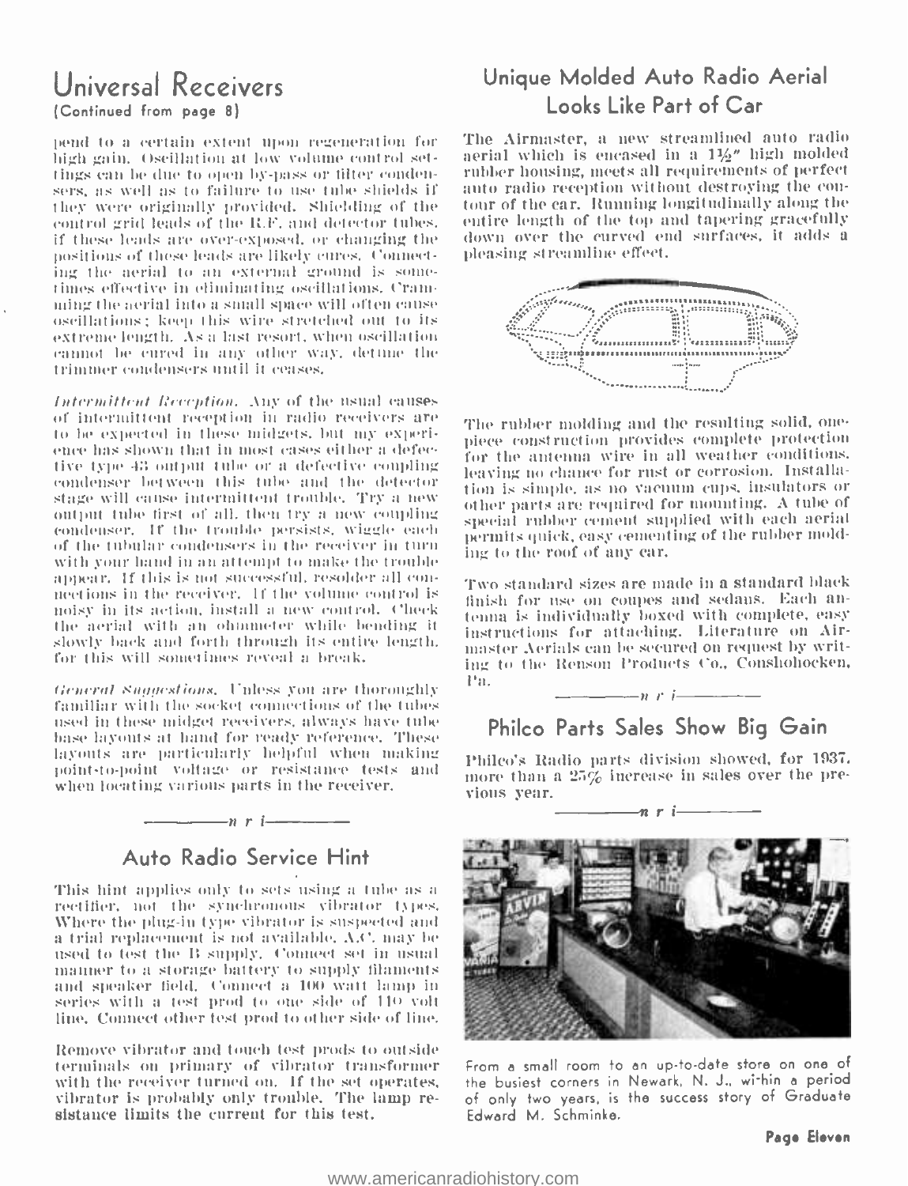## Universal Receivers
(Continued from page 8)

pend to a certain extent upon regeneration for high gain. Oscillation at low volume control settings can be due to open by-pass or filter condensers, as well as to failure to use tube shields if they were originally provided. Shielding of the control grid leads of the R.F. and detector tubes, if these leads are over-exposed, or changing the positions of these leads are likely cures. Connecting the aerial to an external ground is sometimes effective in eliminating oscillations. Cramming the aerial into a small space will often cause oscillations; keep this wire stretched out to its extreme length. As a last resort, when oscillation cannot be cured in any other way, detune the trimmer condensers until it ceases.

*Intermittent Reception.* Any of the usual causes of intermittent reception in radio receivers are to be expected in these midgets, but my experience has shown that in most cases either a defective type 43 output tube or a defective coupling condenser between this tube and the detector stage will cause intermittent trouble. Try a new output tube first of all, then try a new coupling condenser. If the trouble persists, wiggle each of the tubular condensers in the receiver in turn with your hand in an attempt to make the trouble appear. If this is not successful, resolder all connections in the receiver. If the volume control is noisy in its action, install a new control. Check the aerial with an ohmmeter while bending it slowly back and forth through its entire length, for this will sometimes reveal a break.

*General Suggestions.* Unless you are thoroughly familiar with the socket connections of the tubes used in these midget receivers, always have tube base layouts at hand for ready reference. These layouts are particularly helpful when making point-to-point voltage or resistance tests and when locating various parts in the receiver.

———n r i———

## Auto Radio Service Hint

This hint applies only to sets using a tube as a rectifier, not the synchronous vibrator types. Where the plug-in type vibrator is suspected and a trial replacement is not available, A.C. may be used to test the B supply. Connect set in usual manner to a storage battery to supply filaments and speaker field. Connect a 100 watt lamp in series with a test prod to one side of 110 volt line. Connect other test prod to other side of line.

Remove vibrator and touch test prods to outside terminals on primary of vibrator transformer with the receiver turned on. If the set operates, vibrator is probably only trouble. The lamp resistance limits the current for this test.

## Unique Molded Auto Radio Aerial Looks Like Part of Car

The Airmaster, a new streamlined auto radio aerial which is encased in a 1½" high molded rubber housing, meets all requirements of perfect auto radio reception without destroying the contour of the car. Running longitudinally along the entire length of the top and tapering gracefully down over the curved end surfaces, it adds a pleasing streamline effect.

The rubber molding and the resulting solid, one-piece construction provides complete protection for the antenna wire in all weather conditions, leaving no chance for rust or corrosion. Installation is simple, as no vacuum cups, insulators or other parts are required for mounting. A tube of special rubber cement supplied with each aerial permits quick, easy cementing of the rubber molding to the roof of any car.

Two standard sizes are made in a standard black finish for use on coupes and sedans. Each antenna is individually boxed with complete, easy instructions for attaching. Literature on Airmaster Aerials can be secured on request by writing to the Renson Products Co., Conshohocken, Pa.

———n r i———

## Philco Parts Sales Show Big Gain

Philco's Radio parts division showed, for 1937, more than a 25% increase in sales over the previous year.

———n r i———

From a small room to an up-to-date store on one of the busiest corners in Newark, N. J., within a period of only two years, is the success story of Graduate Edward M. Schminke.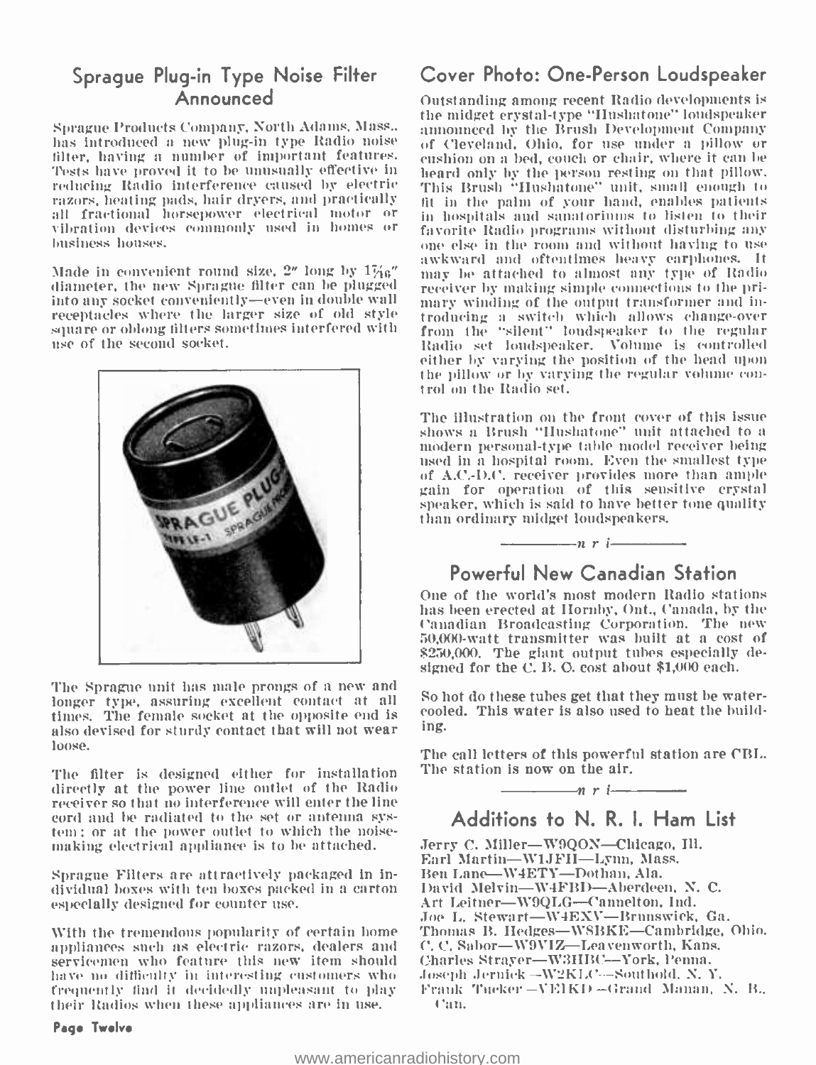## Sprague Plug-in Type Noise Filter Announced

Sprague Products Company, North Adams, Mass., has introduced a new plug-in type Radio noise filter, having a number of important features. Tests have proved it to be unusually effective in reducing Radio interference caused by electric razors, heating pads, hair dryers, and practically all fractional horsepower electrical motor or vibration devices commonly used in homes or business houses.

Made in convenient round size, 2" long by 1 7/16" diameter, the new Sprague filter can be plugged into any socket conveniently—even in double wall receptacles where the larger size of old style square or oblong filters sometimes interfered with use of the second socket.

The Sprague unit has male prongs of a new and longer type, assuring excellent contact at all times. The female socket at the opposite end is also devised for sturdy contact that will not wear loose.

The filter is designed either for installation directly at the power line outlet of the Radio receiver so that no interference will enter the line cord and be radiated to the set or antenna system; or at the power outlet to which the noise-making electrical appliance is to be attached.

Sprague Filters are attractively packaged in individual boxes with ten boxes packed in a carton especially designed for counter use.

With the tremendous popularity of certain home appliances such as electric razors, dealers and servicemen who feature this new item should have no difficulty in interesting customers who frequently find it decidedly unpleasant to play their Radios when these appliances are in use.

## Cover Photo: One-Person Loudspeaker

Outstanding among recent Radio developments is the midget crystal-type "Hushatone" loudspeaker announced by the Brush Development Company of Cleveland, Ohio, for use under a pillow or cushion on a bed, couch or chair, where it can be heard only by the person resting on that pillow. This Brush "Hushatone" unit, small enough to fit in the palm of your hand, enables patients in hospitals and sanatoriums to listen to their favorite Radio programs without disturbing any one else in the room and without having to use awkward and oftentimes heavy earphones. It may be attached to almost any type of Radio receiver by making simple connections to the primary winding of the output transformer and introducing a switch which allows change-over from the "silent" loudspeaker to the regular Radio set loudspeaker. Volume is controlled either by varying the position of the head upon the pillow or by varying the regular volume control on the Radio set.

The illustration on the front cover of this issue shows a Brush "Hushatone" unit attached to a modern personal-type table model receiver being used in a hospital room. Even the smallest type of A.C.-D.C. receiver provides more than ample gain for operation of this sensitive crystal speaker, which is said to have better tone quality than ordinary midget loudspeakers.

—n r i—

## Powerful New Canadian Station

One of the world's most modern Radio stations has been erected at Hornby, Ont., Canada, by the Canadian Broadcasting Corporation. The new 50,000-watt transmitter was built at a cost of $250,000. The giant output tubes especially designed for the C. B. C. cost about $1,000 each.

So hot do these tubes get that they must be water-cooled. This water is also used to heat the building.

The call letters of this powerful station are CBL. The station is now on the air.

—n r i—

## Additions to N. R. I. Ham List

Jerry C. Miller—W9QON—Chicago, Ill.
Earl Martin—W1JFH—Lynn, Mass.
Ben Lane—W4ETY—Dothan, Ala.
David Melvin—W4FBD—Aberdeen, N. C.
Art Leitner—W9QLG—Cannelton, Ind.
Joe L. Stewart—W4EXV—Brunswick, Ga.
Thomas B. Hedges—W8BKE—Cambridge, Ohio.
C. C. Sabor—W9VIZ—Leavenworth, Kans.
Charles Strayer—W3HBC—York, Penna.
Joseph Jernick—W2KLC—Southold, N. Y.
Frank Tucker—VE1KD—Grand Manan, N. B., Can.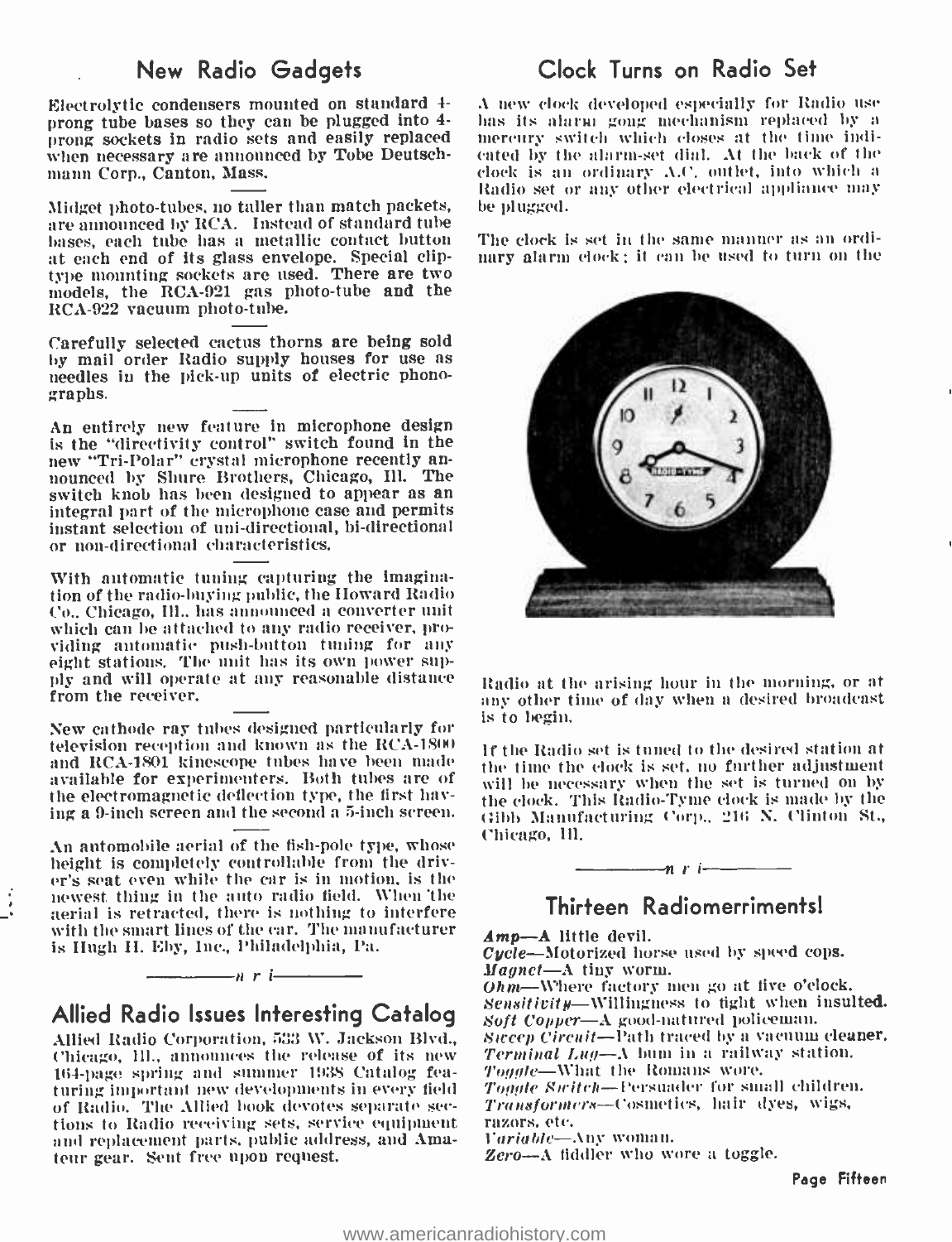## New Radio Gadgets

Electrolytic condensers mounted on standard 4-prong tube bases so they can be plugged into 4-prong sockets in radio sets and easily replaced when necessary are announced by Tobe Deutschmann Corp., Canton, Mass.

Midget photo-tubes, no taller than match packets, are announced by RCA. Instead of standard tube bases, each tube has a metallic contact button at each end of its glass envelope. Special clip-type mounting sockets are used. There are two models, the RCA-921 gas photo-tube and the RCA-922 vacuum photo-tube.

Carefully selected cactus thorns are being sold by mail order Radio supply houses for use as needles in the pick-up units of electric phonographs.

An entirely new feature in microphone design is the "directivity control" switch found in the new "Tri-Polar" crystal microphone recently announced by Shure Brothers, Chicago, Ill. The switch knob has been designed to appear as an integral part of the microphone case and permits instant selection of uni-directional, bi-directional or non-directional characteristics.

With automatic tuning capturing the imagination of the radio-buying public, the Howard Radio Co., Chicago, Ill., has announced a converter unit which can be attached to any radio receiver, providing automatic push-button tuning for any eight stations. The unit has its own power supply and will operate at any reasonable distance from the receiver.

New cathode ray tubes designed particularly for television reception and known as the RCA-1800 and RCA-1801 kinescope tubes have been made available for experimenters. Both tubes are of the electromagnetic deflection type, the first having a 9-inch screen and the second a 5-inch screen.

An automobile aerial of the fish-pole type, whose height is completely controllable from the driver's seat even while the car is in motion, is the newest thing in the auto radio field. When the aerial is retracted, there is nothing to interfere with the smart lines of the car. The manufacturer is Hugh H. Eby, Inc., Philadelphia, Pa.

—n r i—

## Allied Radio Issues Interesting Catalog

Allied Radio Corporation, 833 W. Jackson Blvd., Chicago, Ill., announces the release of its new 164-page spring and summer 1938 Catalog featuring important new developments in every field of Radio. The Allied book devotes separate sections to Radio receiving sets, service equipment and replacement parts, public address, and Amateur gear. Sent free upon request.

## Clock Turns on Radio Set

A new clock developed especially for Radio use has its alarm gong mechanism replaced by a mercury switch which closes at the time indicated by the alarm-set dial. At the back of the clock is an ordinary A.C. outlet, into which a Radio set or any other electrical appliance may be plugged.

The clock is set in the same manner as an ordinary alarm clock; it can be used to turn on the Radio at the arising hour in the morning, or at any other time of day when a desired broadcast is to begin.

If the Radio set is tuned to the desired station at the time the clock is set, no further adjustment will be necessary when the set is turned on by the clock. This Radio-Tyme clock is made by the Gibb Manufacturing Corp., 216 N. Clinton St., Chicago, Ill.

—n r i—

## Thirteen Radiomerriments!

***Amp***—A little devil.
***Cycle***—Motorized horse used by speed cops.
***Magnet***—A tiny worm.
***Ohm***—Where factory men go at five o'clock.
***Sensitivity***—Willingness to fight when insulted.
***Soft Copper***—A good-natured policeman.
***Sweep Circuit***—Path traced by a vacuum cleaner.
***Terminal Lug***—A bum in a railway station.
***Toggle***—What the Romans wore.
***Toggle Switch***—Persuader for small children.
***Transformers***—Cosmetics, hair dyes, wigs, razors, etc.
***Variable***—Any woman.
***Zero***—A fiddler who wore a toggle.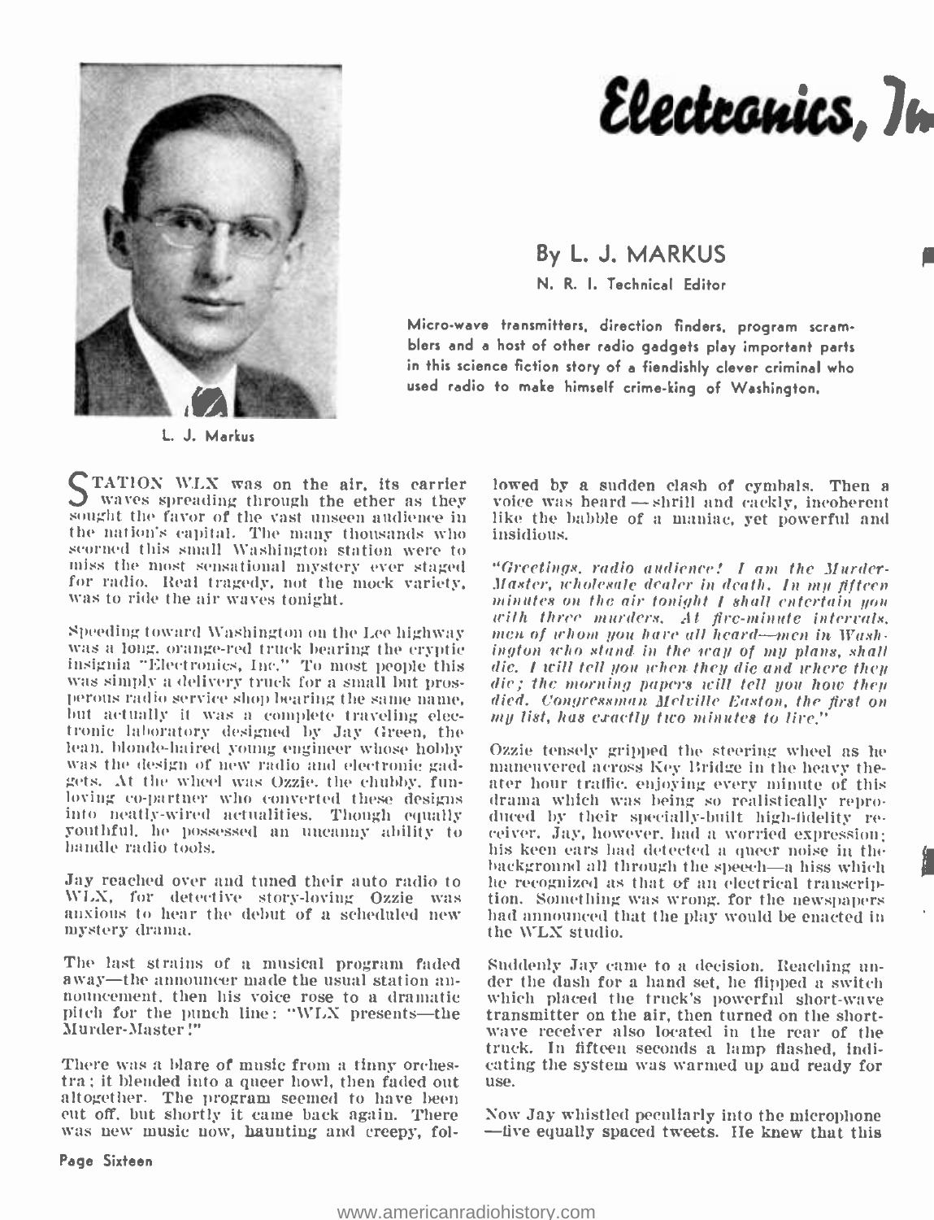# Electronics, In

## By L. J. MARKUS

N. R. I. Technical Editor

Micro-wave transmitters, direction finders, program scramblers and a host of other radio gadgets play important parts in this science fiction story of a fiendishly clever criminal who used radio to make himself crime-king of Washington.

L. J. Markus

STATION WLX was on the air, its carrier waves spreading through the ether as they sought the favor of the vast unseen audience in the nation's capital. The many thousands who scorned this small Washington station were to miss the most sensational mystery ever staged for radio. Real tragedy, not the mock variety, was to ride the air waves tonight.

Speeding toward Washington on the Lee highway was a long, orange-red truck bearing the cryptic insignia "Electronics, Inc." To most people this was simply a delivery truck for a small but prosperous radio service shop bearing the same name, but actually it was a complete traveling electronic laboratory designed by Jay Green, the lean, blonde-haired young engineer whose hobby was the design of new radio and electronic gadgets. At the wheel was Ozzie, the chubby, fun-loving co-partner who converted these designs into neatly-wired actualities. Though equally youthful, he possessed an uncanny ability to handle radio tools.

Jay reached over and tuned their auto radio to WLX, for detective story-loving Ozzie was anxious to hear the debut of a scheduled new mystery drama.

The last strains of a musical program faded away—the announcer made the usual station announcement, then his voice rose to a dramatic pitch for the punch line: "WLX presents—the Murder-Master!"

There was a blare of music from a tinny orchestra; it blended into a queer howl, then faded out altogether. The program seemed to have been cut off, but shortly it came back again. There was new music now, haunting and creepy, followed by a sudden clash of cymbals. Then a voice was heard — shrill and cackly, incoherent like the babble of a maniac, yet powerful and insidious.

*"Greetings, radio audience! I am the Murder-Master, wholesale dealer in death. In my fifteen minutes on the air tonight I shall entertain you with three murders. At five-minute intervals, men of whom you have all heard—men in Washington who stand in the way of my plans, shall die. I will tell you when they die and where they die; the morning papers will tell you how they died. Congressman Melville Easton, the first on my list, has exactly two minutes to live."*

Ozzie tensely gripped the steering wheel as he maneuvered across Key Bridge in the heavy theater hour traffic, enjoying every minute of this drama which was being so realistically reproduced by their specially-built high-fidelity receiver. Jay, however, had a worried expression; his keen ears had detected a queer noise in the background all through the speech—a hiss which he recognized as that of an electrical transcription. Something was wrong, for the newspapers had announced that the play would be enacted in the WLX studio.

Suddenly Jay came to a decision. Reaching under the dash for a hand set, he flipped a switch which placed the truck's powerful short-wave transmitter on the air, then turned on the short-wave receiver also located in the rear of the truck. In fifteen seconds a lamp flashed, indicating the system was warmed up and ready for use.

Now Jay whistled peculiarly into the microphone —five equally spaced tweets. He knew that this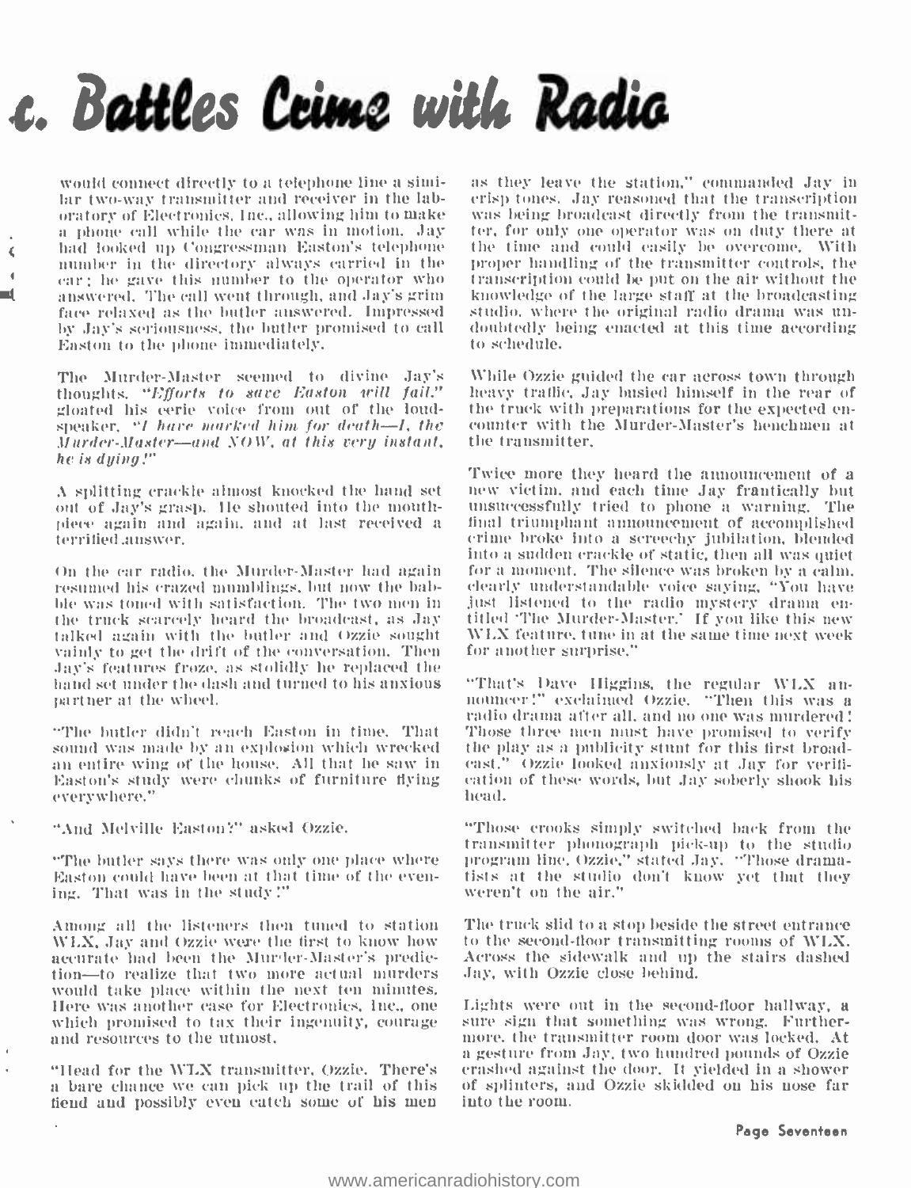# c. Battles Crime with Radio

would connect directly to a telephone line a similar two-way transmitter and receiver in the laboratory of Electronics, Inc., allowing him to make a phone call while the car was in motion. Jay had looked up Congressman Easton's telephone number in the directory always carried in the car; he gave this number to the operator who answered. The call went through, and Jay's grim face relaxed as the butler answered. Impressed by Jay's seriousness, the butler promised to call Easton to the phone immediately.

The Murder-Master seemed to divine Jay's thoughts. *"Efforts to save Easton will fail."* gloated his eerie voice from out of the loudspeaker. *"I have marked him for death—I, the Murder-Master—and NOW, at this very instant, he is dying!"*

A splitting crackle almost knocked the hand set out of Jay's grasp. He shouted into the mouthpiece again and again, and at last received a terrified answer.

On the car radio, the Murder-Master had again resumed his crazed mumblings, but now the babble was toned with satisfaction. The two men in the truck scarcely heard the broadcast, as Jay talked again with the butler and Ozzie sought vainly to get the drift of the conversation. Then Jay's features froze, as stolidly he replaced the hand set under the dash and turned to his anxious partner at the wheel.

"The butler didn't reach Easton in time. That sound was made by an explosion which wrecked an entire wing of the house. All that he saw in Easton's study were chunks of furniture flying everywhere."

"And Melville Easton?" asked Ozzie.

"The butler says there was only one place where Easton could have been at that time of the evening. That was in the study!"

Among all the listeners then tuned to station WLX, Jay and Ozzie were the first to know how accurate had been the Murder-Master's prediction—to realize that two more actual murders would take place within the next ten minutes. Here was another case for Electronics, Inc., one which promised to tax their ingenuity, courage and resources to the utmost.

"Head for the WLX transmitter, Ozzie. There's a bare chance we can pick up the trail of this fiend and possibly even catch some of his men as they leave the station," commanded Jay in crisp tones. Jay reasoned that the transcription was being broadcast directly from the transmitter, for only one operator was on duty there at the time and could easily be overcome. With proper handling of the transmitter controls, the transcription could be put on the air without the knowledge of the large staff at the broadcasting studio, where the original radio drama was undoubtedly being enacted at this time according to schedule.

While Ozzie guided the car across town through heavy traffic, Jay busied himself in the rear of the truck with preparations for the expected encounter with the Murder-Master's henchmen at the transmitter.

Twice more they heard the announcement of a new victim, and each time Jay frantically but unsuccessfully tried to phone a warning. The final triumphant announcement of accomplished crime broke into a screechy jubilation, blended into a sudden crackle of static, then all was quiet for a moment. The silence was broken by a calm, clearly understandable voice saying, "You have just listened to the radio mystery drama entitled 'The Murder-Master.' If you like this new WLX feature, tune in at the same time next week for another surprise."

"That's Dave Higgins, the regular WLX announcer!" exclaimed Ozzie. "Then this was a radio drama after all, and no one was murdered! Those three men must have promised to verify the play as a publicity stunt for this first broadcast." Ozzie looked anxiously at Jay for verification of these words, but Jay soberly shook his head.

"Those crooks simply switched back from the transmitter phonograph pick-up to the studio program line, Ozzie," stated Jay. "Those dramatists at the studio don't know yet that they weren't on the air."

The truck slid to a stop beside the street entrance to the second-floor transmitting rooms of WLX. Across the sidewalk and up the stairs dashed Jay, with Ozzie close behind.

Lights were out in the second-floor hallway, a sure sign that something was wrong. Furthermore, the transmitter room door was locked. At a gesture from Jay, two hundred pounds of Ozzie crashed against the door. It yielded in a shower of splinters, and Ozzie skidded on his nose far into the room.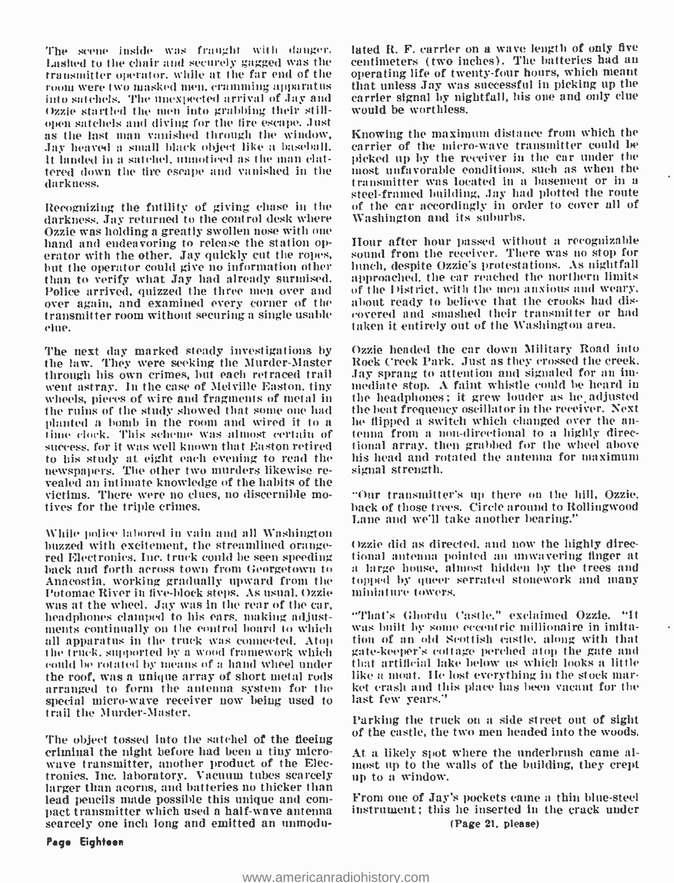The scene inside was fraught with danger. Lashed to the chair and securely gagged was the transmitter operator, while at the far end of the room were two masked men, cramming apparatus into satchels. The unexpected arrival of Jay and Ozzie startled the men into grabbing their still-open satchels and diving for the fire escape. Just as the last man vanished through the window, Jay heaved a small black object like a baseball. It landed in a satchel, unnoticed as the man clattered down the fire escape and vanished in the darkness.

Recognizing the futility of giving chase in the darkness, Jay returned to the control desk where Ozzie was holding a greatly swollen nose with one hand and endeavoring to release the station operator with the other. Jay quickly cut the ropes, but the operator could give no information other than to verify what Jay had already surmised. Police arrived, quizzed the three men over and over again, and examined every corner of the transmitter room without securing a single usable clue.

The next day marked steady investigations by the law. They were seeking the Murder-Master through his own crimes, but each retraced trail went astray. In the case of Melville Easton, tiny wheels, pieces of wire and fragments of metal in the ruins of the study showed that some one had planted a bomb in the room and wired it to a time clock. This scheme was almost certain of success, for it was well known that Easton retired to his study at eight each evening to read the newspapers. The other two murders likewise revealed an intimate knowledge of the habits of the victims. There were no clues, no discernible motives for the triple crimes.

While police labored in vain and all Washington buzzed with excitement, the streamlined orange-red Electronics, Inc. truck could be seen speeding back and forth across town from Georgetown to Anacostia, working gradually upward from the Potomac River in five-block steps. As usual, Ozzie was at the wheel. Jay was in the rear of the car, headphones clamped to his ears, making adjustments continually on the control board to which all apparatus in the truck was connected. Atop the truck, supported by a wood framework which could be rotated by means of a hand wheel under the roof, was a unique array of short metal rods arranged to form the antenna system for the special micro-wave receiver now being used to trail the Murder-Master.

The object tossed into the satchel of the fleeing criminal the night before had been a tiny micro-wave transmitter, another product of the Electronics, Inc. laboratory. Vacuum tubes scarcely larger than acorns, and batteries no thicker than lead pencils made possible this unique and compact transmitter which used a half-wave antenna scarcely one inch long and emitted an unmodulated R. F. carrier on a wave length of only five centimeters (two inches). The batteries had an operating life of twenty-four hours, which meant that unless Jay was successful in picking up the carrier signal by nightfall, his one and only clue would be worthless.

Knowing the maximum distance from which the carrier of the micro-wave transmitter could be picked up by the receiver in the car under the most unfavorable conditions, such as when the transmitter was located in a basement or in a steel-framed building, Jay had plotted the route of the car accordingly in order to cover all of Washington and its suburbs.

Hour after hour passed without a recognizable sound from the receiver. There was no stop for lunch, despite Ozzie's protestations. As nightfall approached, the car reached the northern limits of the District, with the men anxious and weary, about ready to believe that the crooks had discovered and smashed their transmitter or had taken it entirely out of the Washington area.

Ozzie headed the car down Military Road into Rock Creek Park. Just as they crossed the creek, Jay sprang to attention and signaled for an immediate stop. A faint whistle could be heard in the headphones; it grew louder as he adjusted the beat frequency oscillator in the receiver. Next he flipped a switch which changed over the antenna from a non-directional to a highly directional array, then grabbed for the wheel above his head and rotated the antenna for maximum signal strength.

"Our transmitter's up there on the hill, Ozzie, back of those trees. Circle around to Rollingwood Lane and we'll take another bearing."

Ozzie did as directed, and now the highly directional antenna pointed an unwavering finger at a large house, almost hidden by the trees and topped by queer serrated stonework and many miniature towers.

"That's Ghordu Castle," exclaimed Ozzie. "It was built by some eccentric millionaire in imitation of an old Scottish castle, along with that gate-keeper's cottage perched atop the gate and that artificial lake below us which looks a little like a moat. He lost everything in the stock market crash and this place has been vacant for the last few years."

Parking the truck on a side street out of sight of the castle, the two men headed into the woods.

At a likely spot where the underbrush came almost up to the walls of the building, they crept up to a window.

From one of Jay's pockets came a thin blue-steel instrument; this he inserted in the crack under

(Page 21, please)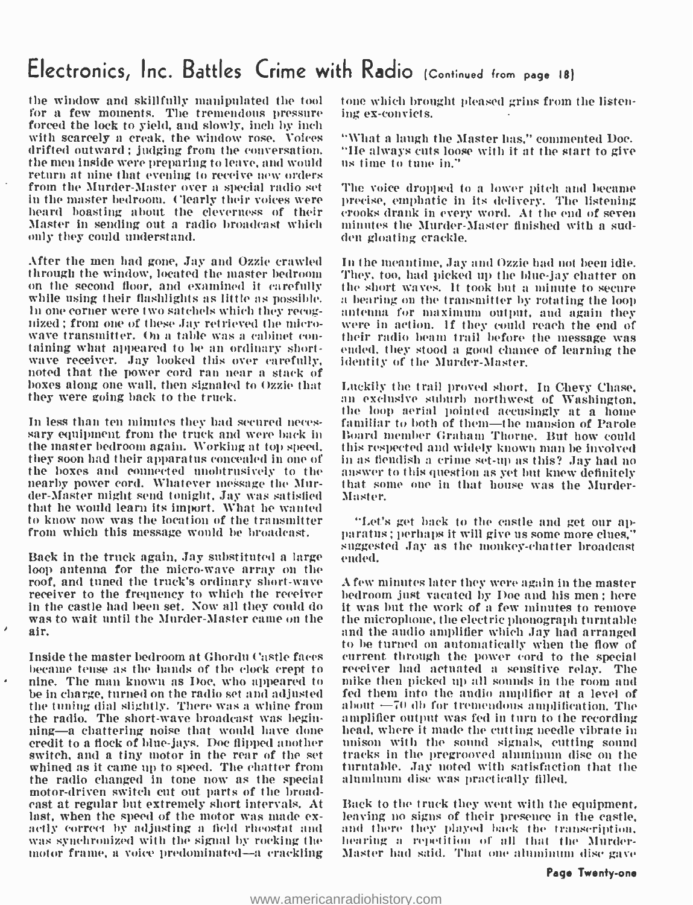## Electronics, Inc. Battles Crime with Radio (Continued from page 18)

the window and skillfully manipulated the tool for a few moments. The tremendous pressure forced the lock to yield, and slowly, inch by inch with scarcely a creak, the window rose. Voices drifted outward; judging from the conversation, the men inside were preparing to leave, and would return at nine that evening to receive new orders from the Murder-Master over a special radio set in the master bedroom. Clearly their voices were heard boasting about the cleverness of their Master in sending out a radio broadcast which only they could understand.

After the men had gone, Jay and Ozzie crawled through the window, located the master bedroom on the second floor, and examined it carefully while using their flashlights as little as possible. In one corner were two satchels which they recognized; from one of these Jay retrieved the micro-wave transmitter. On a table was a cabinet containing what appeared to be an ordinary short-wave receiver. Jay looked this over carefully, noted that the power cord ran near a stack of boxes along one wall, then signaled to Ozzie that they were going back to the truck.

In less than ten minutes they had secured necessary equipment from the truck and were back in the master bedroom again. Working at top speed, they soon had their apparatus concealed in one of the boxes and connected unobtrusively to the nearby power cord. Whatever message the Murder-Master might send tonight, Jay was satisfied that he would learn its import. What he wanted to know now was the location of the transmitter from which this message would be broadcast.

Back in the truck again, Jay substituted a large loop antenna for the micro-wave array on the roof, and tuned the truck's ordinary short-wave receiver to the frequency to which the receiver in the castle had been set. Now all they could do was to wait until the Murder-Master came on the air.

Inside the master bedroom at Ghordu Castle faces became tense as the hands of the clock crept to nine. The man known as Doc, who appeared to be in charge, turned on the radio set and adjusted the tuning dial slightly. There was a whine from the radio. The short-wave broadcast was beginning—a chattering noise that would have done credit to a flock of blue-jays. Doc flipped another switch, and a tiny motor in the rear of the set whined as it came up to speed. The chatter from the radio changed in tone now as the special motor-driven switch cut out parts of the broadcast at regular but extremely short intervals. At last, when the speed of the motor was made exactly correct by adjusting a field rheostat and was synchronized with the signal by rocking the motor frame, a voice predominated—a crackling tone which brought pleased grins from the listening ex-convicts.

"What a laugh the Master has," commented Doc. "He always cuts loose with it at the start to give us time to tune in."

The voice dropped to a lower pitch and became precise, emphatic in its delivery. The listening crooks drank in every word. At the end of seven minutes the Murder-Master finished with a sudden gloating crackle.

In the meantime, Jay and Ozzie had not been idle. They, too, had picked up the blue-jay chatter on the short waves. It took but a minute to secure a bearing on the transmitter by rotating the loop antenna for maximum output, and again they were in action. If they could reach the end of their radio beam trail before the message was ended, they stood a good chance of learning the identity of the Murder-Master.

Luckily the trail proved short. In Chevy Chase, an exclusive suburb northwest of Washington, the loop aerial pointed accusingly at a home familiar to both of them—the mansion of Parole Board member Graham Thorne. But how could this respected and widely known man be involved in as fiendish a crime set-up as this? Jay had no answer to this question as yet but knew definitely that some one in that house was the Murder-Master.

"Let's get back to the castle and get our apparatus; perhaps it will give us some more clues," suggested Jay as the monkey-chatter broadcast ended.

A few minutes later they were again in the master bedroom just vacated by Doc and his men; here it was but the work of a few minutes to remove the microphone, the electric phonograph turntable and the audio amplifier which Jay had arranged to be turned on automatically when the flow of current through the power cord to the special receiver had actuated a sensitive relay. The mike then picked up all sounds in the room and fed them into the audio amplifier at a level of about —70 db for tremendous amplification. The amplifier output was fed in turn to the recording head, where it made the cutting needle vibrate in unison with the sound signals, cutting sound tracks in the pregrooved aluminum disc on the turntable. Jay noted with satisfaction that the aluminum disc was practically filled.

Back to the truck they went with the equipment, leaving no signs of their presence in the castle, and there they played back the transcription, hearing a repetition of all that the Murder-Master had said. That one aluminum disc gave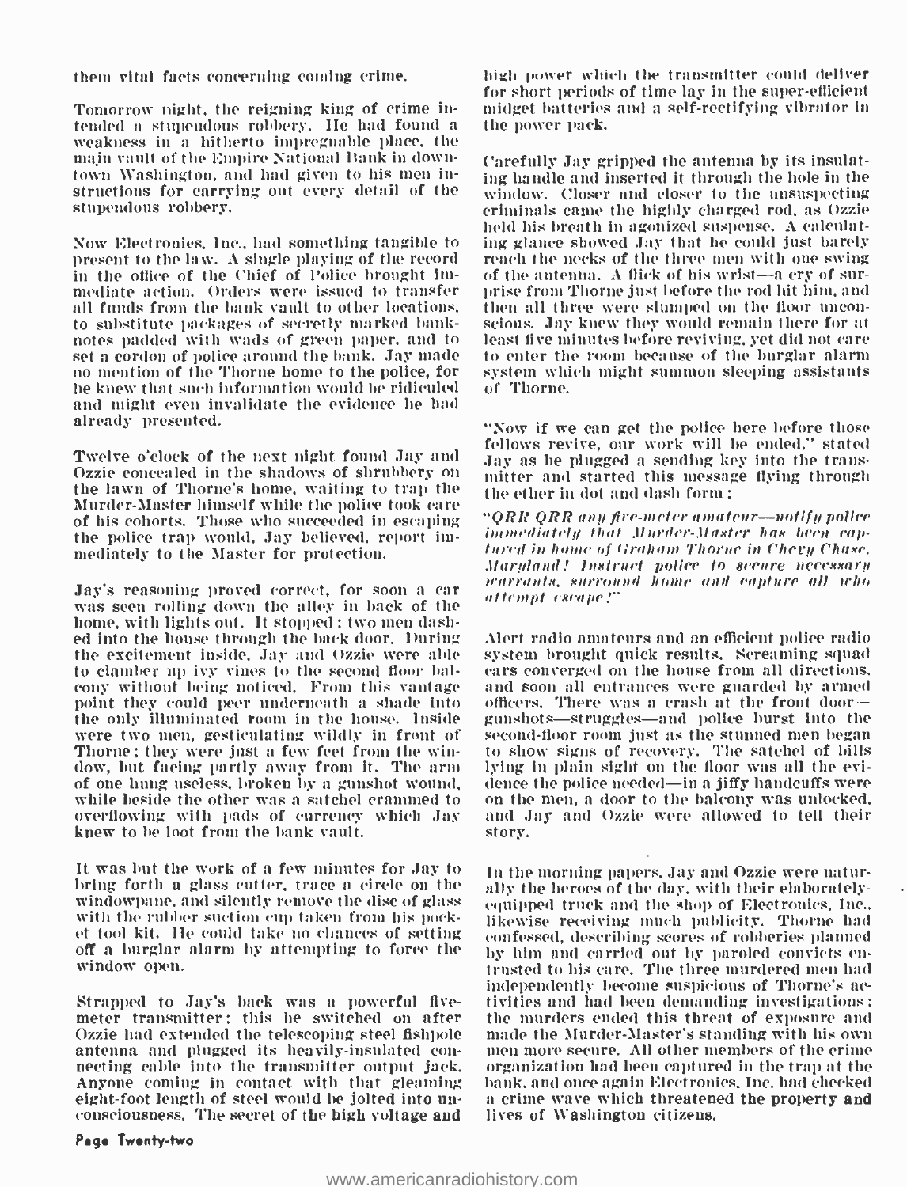them vital facts concerning coming crime.

Tomorrow night, the reigning king of crime intended a stupendous robbery. He had found a weakness in a hitherto impregnable place, the main vault of the Empire National Bank in downtown Washington, and had given to his men instructions for carrying out every detail of the stupendous robbery.

Now Electronics, Inc., had something tangible to present to the law. A single playing of the record in the office of the Chief of Police brought immediate action. Orders were issued to transfer all funds from the bank vault to other locations, to substitute packages of secretly marked banknotes padded with wads of green paper, and to set a cordon of police around the bank. Jay made no mention of the Thorne home to the police, for he knew that such information would be ridiculed and might even invalidate the evidence he had already presented.

Twelve o'clock of the next night found Jay and Ozzie concealed in the shadows of shrubbery on the lawn of Thorne's home, waiting to trap the Murder-Master himself while the police took care of his cohorts. Those who succeeded in escaping the police trap would, Jay believed, report immediately to the Master for protection.

Jay's reasoning proved correct, for soon a car was seen rolling down the alley in back of the home, with lights out. It stopped; two men dashed into the house through the back door. During the excitement inside, Jay and Ozzie were able to clamber up ivy vines to the second floor balcony without being noticed. From this vantage point they could peer underneath a shade into the only illuminated room in the house. Inside were two men, gesticulating wildly in front of Thorne; they were just a few feet from the window, but facing partly away from it. The arm of one hung useless, broken by a gunshot wound, while beside the other was a satchel crammed to overflowing with pads of currency which Jay knew to be loot from the bank vault.

It was but the work of a few minutes for Jay to bring forth a glass cutter, trace a circle on the windowpane, and silently remove the disc of glass with the rubber suction cup taken from his pocket tool kit. He could take no chances of setting off a burglar alarm by attempting to force the window open.

Strapped to Jay's back was a powerful five-meter transmitter; this he switched on after Ozzie had extended the telescoping steel fishpole antenna and plugged its heavily-insulated connecting cable into the transmitter output jack. Anyone coming in contact with that gleaming eight-foot length of steel would be jolted into unconsciousness. The secret of the high voltage and high power which the transmitter could deliver for short periods of time lay in the super-efficient midget batteries and a self-rectifying vibrator in the power pack.

Carefully Jay gripped the antenna by its insulating handle and inserted it through the hole in the window. Closer and closer to the unsuspecting criminals came the highly charged rod, as Ozzie held his breath in agonized suspense. A calculating glance showed Jay that he could just barely reach the necks of the three men with one swing of the antenna. A flick of his wrist—a cry of surprise from Thorne just before the rod hit him, and then all three were slumped on the floor unconscious. Jay knew they would remain there for at least five minutes before reviving, yet did not care to enter the room because of the burglar alarm system which might summon sleeping assistants of Thorne.

"Now if we can get the police here before those fellows revive, our work will be ended," stated Jay as he plugged a sending key into the transmitter and started this message flying through the ether in dot and dash form:

"*QRR QRR any five-meter amateur—notify police immediately that Murder-Master has been captured in home of Graham Thorne in Chevy Chase, Maryland! Instruct police to secure necessary warrants, surround home and capture all who attempt escape!*"

Alert radio amateurs and an efficient police radio system brought quick results. Screaming squad cars converged on the house from all directions, and soon all entrances were guarded by armed officers. There was a crash at the front door—gunshots—struggles—and police burst into the second-floor room just as the stunned men began to show signs of recovery. The satchel of bills lying in plain sight on the floor was all the evidence the police needed—in a jiffy handcuffs were on the men, a door to the balcony was unlocked, and Jay and Ozzie were allowed to tell their story.

In the morning papers, Jay and Ozzie were naturally the heroes of the day, with their elaborately-equipped truck and the shop of Electronics, Inc., likewise receiving much publicity. Thorne had confessed, describing scores of robberies planned by him and carried out by paroled convicts entrusted to his care. The three murdered men had independently become suspicious of Thorne's activities and had been demanding investigations: the murders ended this threat of exposure and made the Murder-Master's standing with his own men more secure. All other members of the crime organization had been captured in the trap at the bank, and once again Electronics, Inc. had checked a crime wave which threatened the property and lives of Washington citizens.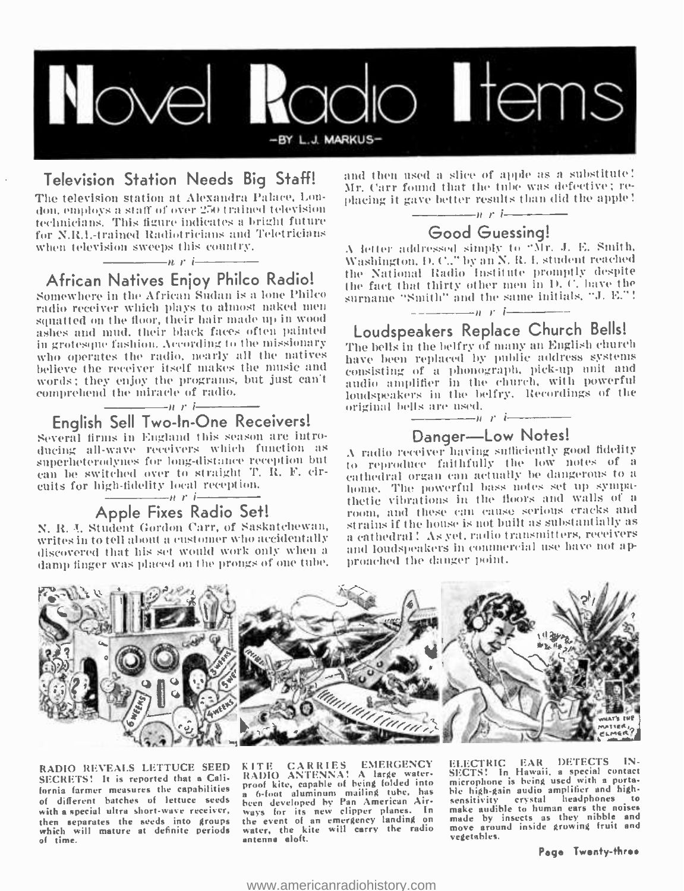# Novel Radio Items

—BY L. J. MARKUS—

## Television Station Needs Big Staff!

The television station at Alexandra Palace, London, employs a staff of over 250 trained television technicians. This figure indicates a bright future for N.R.I.-trained Radiotricians and Teletricians when television sweeps this country.

—n r i—

## African Natives Enjoy Philco Radio!

Somewhere in the African Sudan is a lone Philco radio receiver which plays to almost naked men squatted on the floor, their hair made up in wood ashes and mud, their black faces often painted in grotesque fashion. According to the missionary who operates the radio, nearly all the natives believe the receiver itself makes the music and words; they enjoy the programs, but just can't comprehend the miracle of radio.

—n r i—

## English Sell Two-In-One Receivers!

Several firms in England this season are introducing all-wave receivers which function as superheterodynes for long-distance reception but can be switched over to straight T. R. F. circuits for high-fidelity local reception.

—n r i—

## Apple Fixes Radio Set!

N. R. I. Student Gordon Carr, of Saskatchewan, writes in to tell about a customer who accidentally discovered that his set would work only when a damp finger was placed on the prongs of one tube, and then used a slice of apple as a substitute! Mr. Carr found that the tube was defective; replacing it gave better results than did the apple!

—n r i—

## Good Guessing!

A letter addressed simply to "Mr. J. E. Smith, Washington, D. C.," by an N. R. I. student reached the National Radio Institute promptly despite the fact that thirty other men in D. C. have the surname "Smith" and the same initials, "J. E."!

—n r i—

## Loudspeakers Replace Church Bells!

The bells in the belfry of many an English church have been replaced by public address systems consisting of a phonograph, pick-up unit and audio amplifier in the church, with powerful loudspeakers in the belfry. Recordings of the original bells are used.

—n r i—

## Danger—Low Notes!

A radio receiver having sufficiently good fidelity to reproduce faithfully the low notes of a cathedral organ can actually be dangerous to a home. The powerful bass notes set up sympathetic vibrations in the floors and walls of a room, and these can cause serious cracks and strains if the house is not built as substantially as a cathedral! As yet, radio transmitters, receivers and loudspeakers in commercial use have not approached the danger point.

**RADIO REVEALS LETTUCE SEED SECRETS!** It is reported that a California farmer measures the capabilities of different batches of lettuce seeds with a special ultra short-wave receiver, then separates the seeds into groups which will mature at definite periods of time.

**KITE CARRIES EMERGENCY RADIO ANTENNA!** A large waterproof kite, capable of being folded into a 6-foot aluminum mailing tube, has been developed by Pan American Airways for its new clipper planes. In the event of an emergency landing on water, the kite will carry the radio antenna aloft.

**ELECTRIC EAR DETECTS INSECTS!** In Hawaii, a special contact microphone is being used with a portable high-gain audio amplifier and high-sensitivity crystal headphones to make audible to human ears the noises made by insects as they nibble and move around inside growing fruit and vegetables.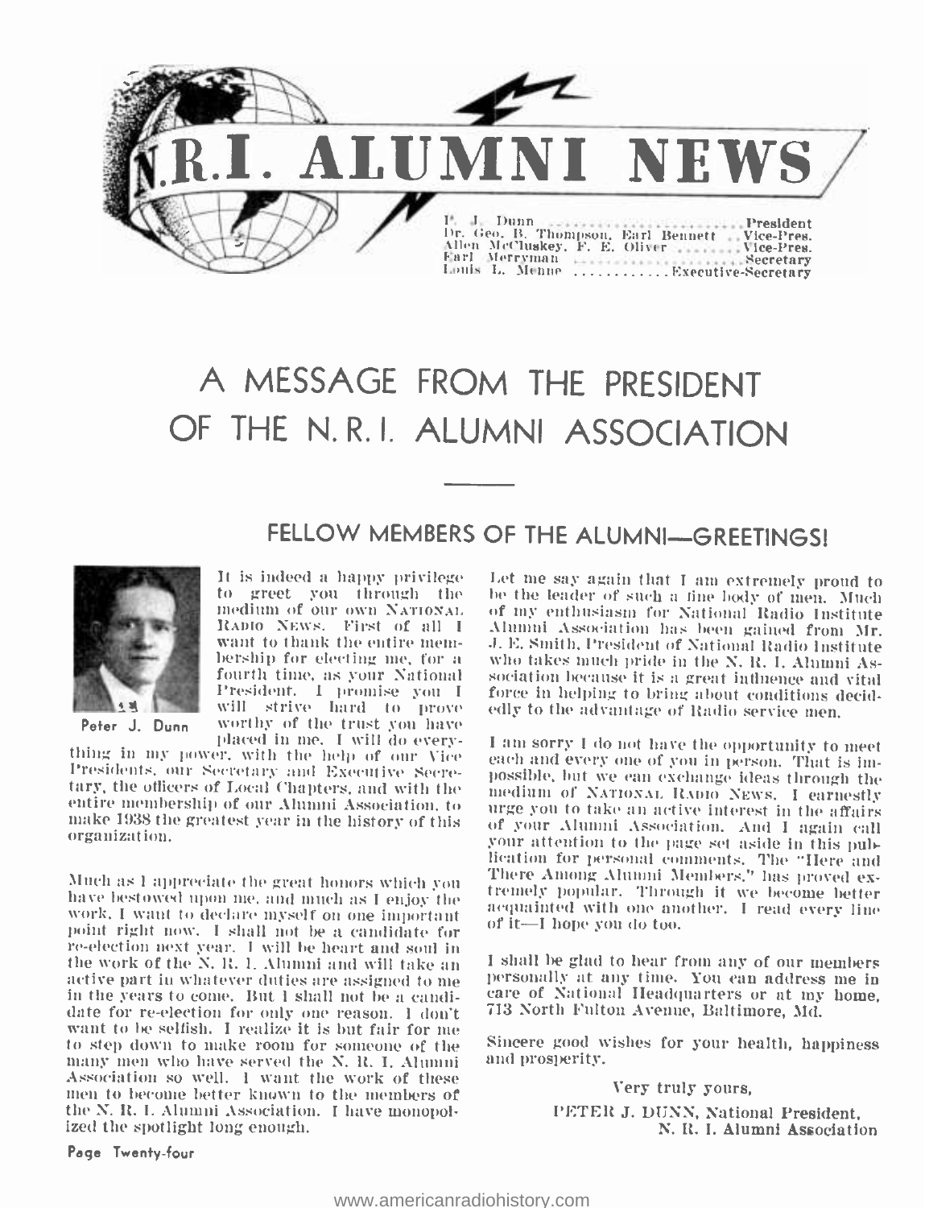# N.R.I. ALUMNI NEWS

P. J. Dunn ........................ President
Dr. Geo. B. Thompson, Earl Bennett .. Vice-Pres.
Allen McCluskey, F. E. Oliver ....... Vice-Pres.
Earl Merryman ..................... Secretary
Louis L. Menne ............ Executive-Secretary

# A MESSAGE FROM THE PRESIDENT OF THE N. R. I. ALUMNI ASSOCIATION

## FELLOW MEMBERS OF THE ALUMNI—GREETINGS!

Peter J. Dunn

It is indeed a happy privilege to greet you through the medium of our own NATIONAL RADIO NEWS. First of all I want to thank the entire membership for electing me, for a fourth time, as your National President. I promise you I will strive hard to prove worthy of the trust you have placed in me. I will do everything in my power, with the help of our Vice Presidents, our Secretary and Executive Secretary, the officers of Local Chapters, and with the entire membership of our Alumni Association, to make 1938 the greatest year in the history of this organization.

Much as I appreciate the great honors which you have bestowed upon me, and much as I enjoy the work, I want to declare myself on one important point right now. I shall not be a candidate for re-election next year. I will be heart and soul in the work of the N. R. I. Alumni and will take an active part in whatever duties are assigned to me in the years to come. But I shall not be a candidate for re-election for only one reason. I don't want to be selfish. I realize it is but fair for me to step down to make room for someone of the many men who have served the N. R. I. Alumni Association so well. I want the work of these men to become better known to the members of the N. R. I. Alumni Association. I have monopolized the spotlight long enough.

Let me say again that I am extremely proud to be the leader of such a fine body of men. Much of my enthusiasm for National Radio Institute Alumni Association has been gained from Mr. J. E. Smith, President of National Radio Institute who takes much pride in the N. R. I. Alumni Association because it is a great influence and vital force in helping to bring about conditions decidedly to the advantage of Radio service men.

I am sorry I do not have the opportunity to meet each and every one of you in person. That is impossible, but we can exchange ideas through the medium of NATIONAL RADIO NEWS. I earnestly urge you to take an active interest in the affairs of your Alumni Association. And I again call your attention to the page set aside in this publication for personal comments. The "Here and There Among Alumni Members," has proved extremely popular. Through it we become better acquainted with one another. I read every line of it—I hope you do too.

I shall be glad to hear from any of our members personally at any time. You can address me in care of National Headquarters or at my home, 713 North Fulton Avenue, Baltimore, Md.

Sincere good wishes for your health, happiness and prosperity.

Very truly yours,

PETER J. DUNN, National President,
N. R. I. Alumni Association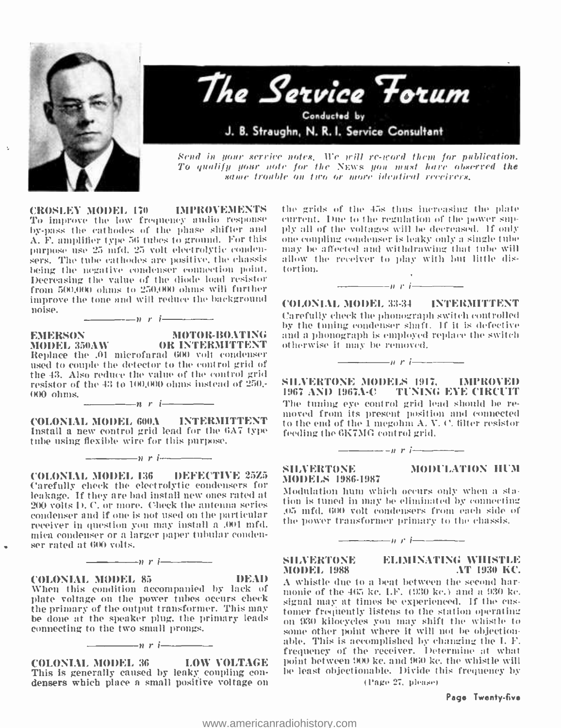# The Service Forum

Conducted by

J. B. Straughn, N. R. I. Service Consultant

*Send in your service notes. We will re-word them for publication. To qualify your note for the* NEWS *you must have observed the same trouble on two or more identical receivers.*

**CROSLEY MODEL 170 — IMPROVEMENTS**

To improve the low frequency audio response by-pass the cathodes of the phase shifter and A. F. amplifier type 56 tubes to ground. For this purpose use 25 mfd. 25 volt electrolytic condensers. The tube cathodes are positive, the chassis being the negative condenser connection point. Decreasing the value of the diode load resistor from 500,000 ohms to 250,000 ohms will further improve the tone and will reduce the background noise.

—n r i—

**EMERSON MODEL 350AW — MOTOR-BOATING OR INTERMITTENT**

Replace the .01 microfarad 600 volt condenser used to couple the detector to the control grid of the 43. Also reduce the value of the control grid resistor of the 43 to 100,000 ohms instead of 250,000 ohms.

—n r i—

**COLONIAL MODEL 600A — INTERMITTENT**

Install a new control grid lead for the 6A7 type tube using flexible wire for this purpose.

—n r i—

**COLONIAL MODEL 136 — DEFECTIVE 25Z5**

Carefully check the electrolytic condensers for leakage. If they are bad install new ones rated at 200 volts D. C. or more. Check the antenna series condenser and if one is not used on the particular receiver in question you may install a .001 mfd. mica condenser or a larger paper tubular condenser rated at 600 volts.

—n r i—

**COLONIAL MODEL 85 — DEAD**

When this condition accompanied by lack of plate voltage on the power tubes occurs check the primary of the output transformer. This may be done at the speaker plug, the primary leads connecting to the two small prongs.

—n r i—

**COLONIAL MODEL 36 — LOW VOLTAGE**

This is generally caused by leaky coupling condensers which place a small positive voltage on the grids of the 45s thus increasing the plate current. Due to the regulation of the power supply all of the voltages will be decreased. If only one coupling condenser is leaky only a single tube may be affected and withdrawing that tube will allow the receiver to play with but little distortion.

—n r i—

**COLONIAL MODEL 33-34 — INTERMITTENT**

Carefully check the phonograph switch controlled by the tuning condenser shaft. If it is defective and a phonograph is employed replace the switch otherwise it may be removed.

—n r i—

**SILVERTONE MODELS 1917, 1967 AND 1967A-C — IMPROVED TUNING EYE CIRCUIT**

The tuning eye control grid lead should be removed from its present position and connected to the end of the 1 megohm A. V. C. filter resistor feeding the 6K7MG control grid.

—n r i—

**SILVERTONE MODELS 1986-1987 — MODULATION HUM**

Modulation hum which occurs only when a station is tuned in may be eliminated by connecting .05 mfd. 600 volt condensers from each side of the power transformer primary to the chassis.

—n r i—

**SILVERTONE MODEL 1988 — ELIMINATING WHISTLE AT 1930 KC.**

A whistle due to a beat between the second harmonic of the 465 kc. I.F. (930 kc.) and a 930 kc. signal may at times be experienced. If the customer frequently listens to the station operating on 930 kilocycles you may shift the whistle to some other point where it will not be objectionable. This is accomplished by changing the I. F. frequency of the receiver. Determine at what point between 900 kc. and 960 kc. the whistle will be least objectionable. Divide this frequency by

(Page 27, please)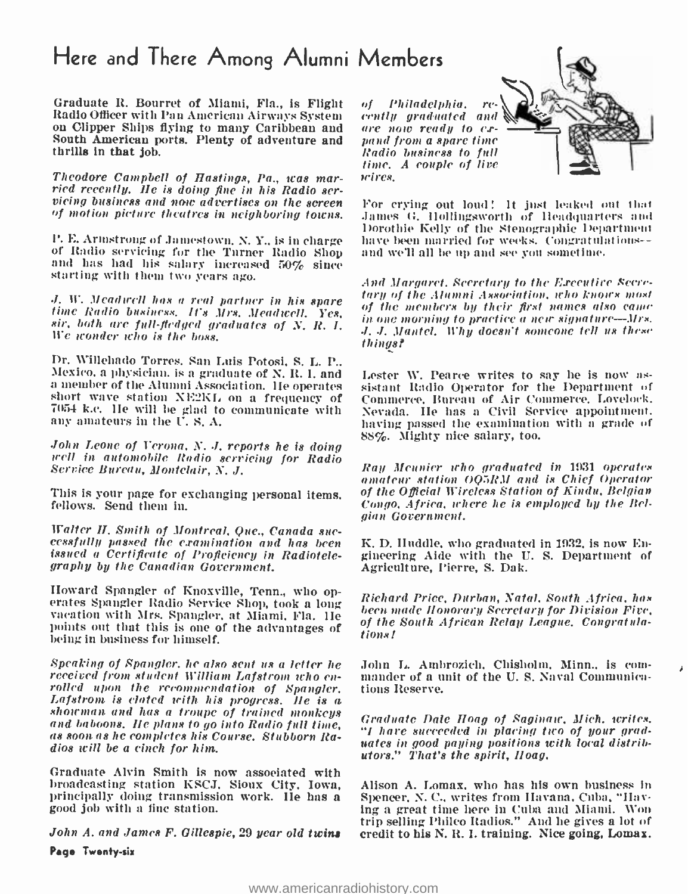# Here and There Among Alumni Members

Graduate R. Bourret of Miami, Fla., is Flight Radio Officer with Pan American Airways System on Clipper Ships flying to many Caribbean and South American ports. Plenty of adventure and thrills in that job.

*Theodore Campbell of Hastings, Pa., was married recently. He is doing fine in his Radio servicing business and now advertises on the screen of motion picture theatres in neighboring towns.*

P. E. Armstrong of Jamestown, N. Y., is in charge of Radio servicing for the Turner Radio Shop and has had his salary increased 50% since starting with them two years ago.

*J. W. Meadwell has a real partner in his spare time Radio business. It's Mrs. Meadwell. Yes, sir, both are full-fledged graduates of N. R. I. We wonder who is the boss.*

Dr. Willehado Torres, San Luis Potosi, S. L. P., Mexico, a physician, is a graduate of N. R. I. and a member of the Alumni Association. He operates short wave station XE2KL on a frequency of 7054 k.c. He will be glad to communicate with any amateurs in the U. S. A.

*John Leone of Verona, N. J. reports he is doing well in automobile Radio servicing for Radio Service Bureau, Montclair, N. J.*

This is your page for exchanging personal items, fellows. Send them in.

*Walter H. Smith of Montreal, Que., Canada successfully passed the examination and has been issued a Certificate of Proficiency in Radiotelegraphy by the Canadian Government.*

Howard Spangler of Knoxville, Tenn., who operates Spangler Radio Service Shop, took a long vacation with Mrs. Spangler, at Miami, Fla. He points out that this is one of the advantages of being in business for himself.

*Speaking of Spangler, he also sent us a letter he received from student William Lafstrom who enrolled upon the recommendation of Spangler. Lafstrom is elated with his progress. He is a showman and has a troupe of trained monkeys and baboons. He plans to go into Radio full time, as soon as he completes his Course. Stubborn Radios will be a cinch for him.*

Graduate Alvin Smith is now associated with broadcasting station KSCJ, Sioux City, Iowa, principally doing transmission work. He has a good job with a fine station.

*John A. and James F. Gillespie, 29 year old twins of Philadelphia, recently graduated and are now ready to expand from a spare time Radio business to full time. A couple of live wires.*

For crying out loud! It just leaked out that James G. Hollingsworth of Headquarters and Dorothie Kelly of the Stenographic Department have been married for weeks. Congratulations—and we'll all be up and see you sometime.

*And Margaret, Secretary to the Executive Secretary of the Alumni Association, who knows most of the members by their first names also came in one morning to practice a new signature—Mrs. J. J. Mantel. Why doesn't someone tell us these things?*

Lester W. Pearce writes to say he is now assistant Radio Operator for the Department of Commerce, Bureau of Air Commerce, Lovelock, Nevada. He has a Civil Service appointment, having passed the examination with a grade of 88%. Mighty nice salary, too.

*Ray Meunier who graduated in 1931 operates amateur station OQ5RM and is Chief Operator of the Official Wireless Station of Kindu, Belgian Congo, Africa, where he is employed by the Belgian Government.*

K. D. Huddle, who graduated in 1932, is now Engineering Aide with the U. S. Department of Agriculture, Pierre, S. Dak.

*Richard Price, Durban, Natal, South Africa, has been made Honorary Secretary for Division Five, of the South African Relay League. Congratulations!*

John L. Ambrozich, Chisholm, Minn., is commander of a unit of the U. S. Naval Communications Reserve.

*Graduate Dale Hoag of Saginaw, Mich. writes, "I have succeeded in placing two of your graduates in good paying positions with local distributors." That's the spirit, Hoag.*

Alison A. Lomax, who has his own business in Spencer, N. C., writes from Havana, Cuba, "Having a great time here in Cuba and Miami. Won trip selling Philco Radios." And he gives a lot of credit to his N. R. I. training. Nice going, Lomax.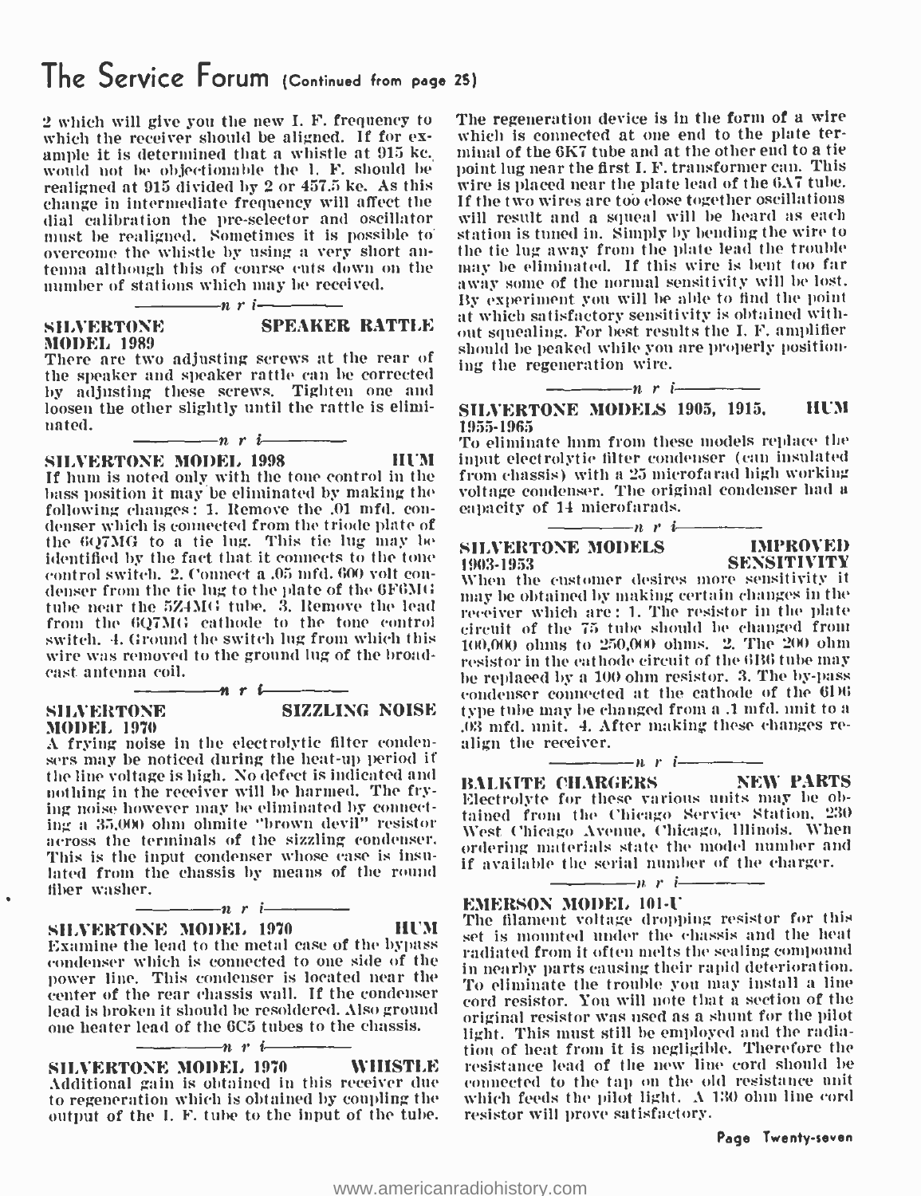# The Service Forum (Continued from page 25)

2 which will give you the new I. F. frequency to which the receiver should be aligned. If for example it is determined that a whistle at 915 kc. would not be objectionable the I. F. should be realigned at 915 divided by 2 or 457.5 kc. As this change in intermediate frequency will affect the dial calibration the pre-selector and oscillator must be realigned. Sometimes it is possible to overcome the whistle by using a very short antenna although this of course cuts down on the number of stations which may be received.

—n r i—

**SILVERTONE MODEL 1989 — SPEAKER RATTLE**

There are two adjusting screws at the rear of the speaker and speaker rattle can be corrected by adjusting these screws. Tighten one and loosen the other slightly until the rattle is eliminated.

—n r i—

**SILVERTONE MODEL 1998 — HUM**

If hum is noted only with the tone control in the bass position it may be eliminated by making the following changes: 1. Remove the .01 mfd. condenser which is connected from the triode plate of the 6Q7MG to a tie lug. This tie lug may be identified by the fact that it connects to the tone control switch. 2. Connect a .05 mfd. 600 volt condenser from the tie lug to the plate of the 6F6MG tube near the 5Z4MG tube. 3. Remove the lead from the 6Q7MG cathode to the tone control switch. 4. Ground the switch lug from which this wire was removed to the ground lug of the broadcast antenna coil.

—n r i—

**SILVERTONE MODEL 1970 — SIZZLING NOISE**

A frying noise in the electrolytic filter condensers may be noticed during the heat-up period if the line voltage is high. No defect is indicated and nothing in the receiver will be harmed. The frying noise however may be eliminated by connecting a 35,000 ohm ohmite "brown devil" resistor across the terminals of the sizzling condenser. This is the input condenser whose case is insulated from the chassis by means of the round fiber washer.

—n r i—

**SILVERTONE MODEL 1970 — HUM**

Examine the lead to the metal case of the bypass condenser which is connected to one side of the power line. This condenser is located near the center of the rear chassis wall. If the condenser lead is broken it should be resoldered. Also ground one heater lead of the 6C5 tubes to the chassis.

—n r i—

**SILVERTONE MODEL 1970 — WHISTLE**

Additional gain is obtained in this receiver due to regeneration which is obtained by coupling the output of the I. F. tube to the input of the tube. The regeneration device is in the form of a wire which is connected at one end to the plate terminal of the 6K7 tube and at the other end to a tie point lug near the first I. F. transformer can. This wire is placed near the plate lead of the 6A7 tube. If the two wires are too close together oscillations will result and a squeal will be heard as each station is tuned in. Simply by bending the wire to the tie lug away from the plate lead the trouble may be eliminated. If this wire is bent too far away some of the normal sensitivity will be lost. By experiment you will be able to find the point at which satisfactory sensitivity is obtained without squealing. For best results the I. F. amplifier should be peaked while you are properly positioning the regeneration wire.

—n r i—

**SILVERTONE MODELS 1905, 1915, 1955-1965 — HUM**

To eliminate hum from these models replace the input electrolytic filter condenser (can insulated from chassis) with a 25 microfarad high working voltage condenser. The original condenser had a capacity of 14 microfarads.

—n r i—

**SILVERTONE MODELS 1903-1953 — IMPROVED SENSITIVITY**

When the customer desires more sensitivity it may be obtained by making certain changes in the receiver which are: 1. The resistor in the plate circuit of the 75 tube should be changed from 100,000 ohms to 250,000 ohms. 2. The 200 ohm resistor in the cathode circuit of the 6B6 tube may be replaced by a 100 ohm resistor. 3. The by-pass condenser connected at the cathode of the 6D6 type tube may be changed from a .1 mfd. unit to a .03 mfd. unit. 4. After making these changes realign the receiver.

—n r i—

**BALKITE CHARGERS — NEW PARTS**

Electrolyte for these various units may be obtained from the Chicago Service Station, 230 West Chicago Avenue, Chicago, Illinois. When ordering materials state the model number and if available the serial number of the charger.

—n r i—

**EMERSON MODEL 101-U**

The filament voltage dropping resistor for this set is mounted under the chassis and the heat radiated from it often melts the sealing compound in nearby parts causing their rapid deterioration. To eliminate the trouble you may install a line cord resistor. You will note that a section of the original resistor was used as a shunt for the pilot light. This must still be employed and the radiation of heat from it is negligible. Therefore the resistance lead of the new line cord should be connected to the tap on the old resistance unit which feeds the pilot light. A 130 ohm line cord resistor will prove satisfactory.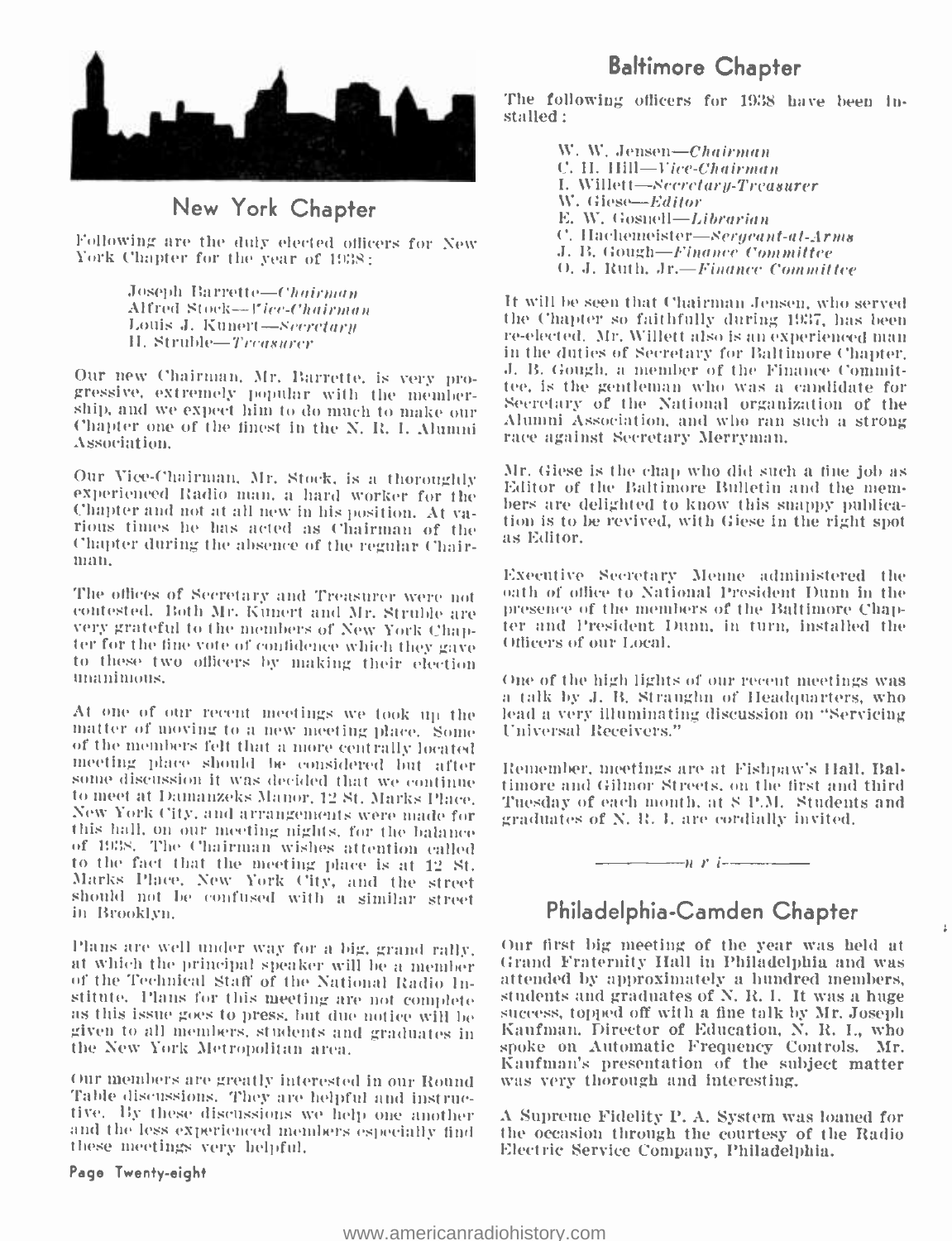## New York Chapter

Following are the duly elected officers for New York Chapter for the year of 1938:

> Joseph Barrette—*Chairman*
> Alfred Stock—*Vice-Chairman*
> Louis J. Kunert—*Secretary*
> H. Struble—*Treasurer*

Our new Chairman, Mr. Barrette, is very progressive, extremely popular with the membership, and we expect him to do much to make our Chapter one of the finest in the N. R. I. Alumni Association.

Our Vice-Chairman, Mr. Stock, is a thoroughly experienced Radio man, a hard worker for the Chapter and not at all new in his position. At various times he has acted as Chairman of the Chapter during the absence of the regular Chairman.

The offices of Secretary and Treasurer were not contested. Both Mr. Kunert and Mr. Struble are very grateful to the members of New York Chapter for the fine vote of confidence which they gave to these two officers by making their election unanimous.

At one of our recent meetings we took up the matter of moving to a new meeting place. Some of the members felt that a more centrally located meeting place should be considered but after some discussion it was decided that we continue to meet at Damanzeks Manor, 12 St. Marks Place, New York City, and arrangements were made for this hall, on our meeting nights, for the balance of 1938. The Chairman wishes attention called to the fact that the meeting place is at 12 St. Marks Place, New York City, and the street should not be confused with a similar street in Brooklyn.

Plans are well under way for a big, grand rally, at which the principal speaker will be a member of the Technical Staff of the National Radio Institute. Plans for this meeting are not complete as this issue goes to press, but due notice will be given to all members, students and graduates in the New York Metropolitan area.

Our members are greatly interested in our Round Table discussions. They are helpful and instructive. By these discussions we help one another and the less experienced members especially find these meetings very helpful.

## Baltimore Chapter

The following officers for 1938 have been installed:

> W. W. Jensen—*Chairman*
> C. H. Hill—*Vice-Chairman*
> I. Willett—*Secretary-Treasurer*
> W. Giese—*Editor*
> E. W. Gosnell—*Librarian*
> C. Hachemeister—*Sergeant-at-Arms*
> J. B. Gough—*Finance Committee*
> O. J. Ruth, Jr.—*Finance Committee*

It will be seen that Chairman Jensen, who served the Chapter so faithfully during 1937, has been re-elected. Mr. Willett also is an experienced man in the duties of Secretary for Baltimore Chapter. J. B. Gough, a member of the Finance Committee, is the gentleman who was a candidate for Secretary of the National organization of the Alumni Association, and who ran such a strong race against Secretary Merryman.

Mr. Giese is the chap who did such a fine job as Editor of the Baltimore Bulletin and the members are delighted to know this snappy publication is to be revived, with Giese in the right spot as Editor.

Executive Secretary Menne administered the oath of office to National President Dunn in the presence of the members of the Baltimore Chapter and President Dunn, in turn, installed the Officers of our Local.

One of the high lights of our recent meetings was a talk by J. B. Straughn of Headquarters, who lead a very illuminating discussion on "Servicing Universal Receivers."

Remember, meetings are at Fishpaw's Hall, Baltimore and Gilmor Streets, on the first and third Tuesday of each month, at 8 P.M. Students and graduates of N. R. I. are cordially invited.

—————n r i—————

## Philadelphia-Camden Chapter

Our first big meeting of the year was held at Grand Fraternity Hall in Philadelphia and was attended by approximately a hundred members, students and graduates of N. R. I. It was a huge success, topped off with a fine talk by Mr. Joseph Kaufman, Director of Education, N. R. I., who spoke on Automatic Frequency Controls. Mr. Kaufman's presentation of the subject matter was very thorough and interesting.

A Supreme Fidelity P. A. System was loaned for the occasion through the courtesy of the Radio Electric Service Company, Philadelphia.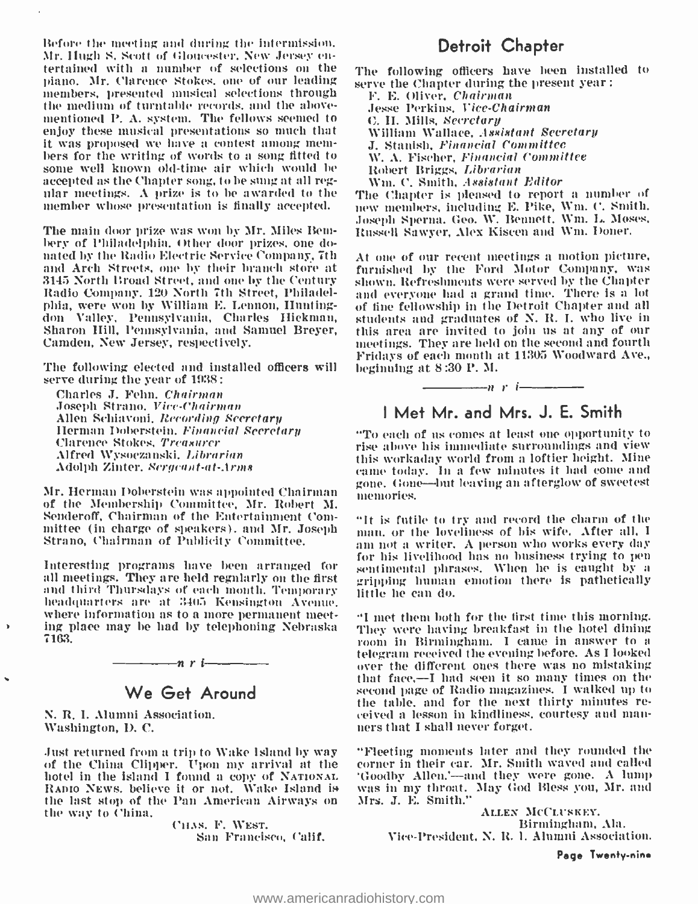Before the meeting and during the intermission, Mr. Hugh S. Scott of Gloucester, New Jersey entertained with a number of selections on the piano. Mr. Clarence Stokes, one of our leading members, presented musical selections through the medium of turntable records, and the above-mentioned P. A. system. The fellows seemed to enjoy these musical presentations so much that it was proposed we have a contest among members for the writing of words to a song fitted to some well known old-time air which would be accepted as the Chapter song, to be sung at all regular meetings. A prize is to be awarded to the member whose presentation is finally accepted.

The main door prize was won by Mr. Miles Bembery of Philadelphia. Other door prizes, one donated by the Radio Electric Service Company, 7th and Arch Streets, one by their branch store at 3145 North Broad Street, and one by the Century Radio Company, 120 North 7th Street, Philadelphia, were won by William E. Lennon, Huntingdon Valley, Pennsylvania, Charles Hickman, Sharon Hill, Pennsylvania, and Samuel Breyer, Camden, New Jersey, respectively.

The following elected and installed officers will serve during the year of 1938:

Charles J. Fehn, *Chairman*
Joseph Strano, *Vice-Chairman*
Allen Schiavoni, *Recording Secretary*
Herman Doberstein, *Financial Secretary*
Clarence Stokes, *Treasurer*
Alfred Wysoczanski, *Librarian*
Adolph Zinter, *Sergeant-at-Arms*

Mr. Herman Doberstein was appointed Chairman of the Membership Committee, Mr. Robert M. Senderoff, Chairman of the Entertainment Committee (in charge of speakers), and Mr. Joseph Strano, Chairman of Publicity Committee.

Interesting programs have been arranged for all meetings. They are held regularly on the first and third Thursdays of each month. Temporary headquarters are at 3405 Kensington Avenue, where information as to a more permanent meeting place may be had by telephoning Nebraska 7163.

—n r i—

## We Get Around

N. R. I. Alumni Association,
Washington, D. C.

Just returned from a trip to Wake Island by way of the China Clipper. Upon my arrival at the hotel in the island I found a copy of NATIONAL RADIO NEWS, believe it or not. Wake Island is the last stop of the Pan American Airways on the way to China.

CHAS. F. WEST.
San Francisco, Calif.

## Detroit Chapter

The following officers have been installed to serve the Chapter during the present year:

F. E. Oliver, *Chairman*
Jesse Perkins, *Vice-Chairman*
C. H. Mills, *Secretary*
William Wallace, *Assistant Secretary*
J. Stanish, *Financial Committee*
W. A. Fischer, *Financial Committee*
Robert Briggs, *Librarian*
Wm. C. Smith, *Assistant Editor*

The Chapter is pleased to report a number of new members, including E. Pike, Wm. C. Smith, Joseph Sperna, Geo. W. Bennett, Wm. L. Moses, Russell Sawyer, Alex Kiseen and Wm. Doner.

At one of our recent meetings a motion picture, furnished by the Ford Motor Company, was shown. Refreshments were served by the Chapter and everyone had a grand time. There is a lot of fine fellowship in the Detroit Chapter and all students and graduates of N. R. I. who live in this area are invited to join us at any of our meetings. They are held on the second and fourth Fridays of each month at 11305 Woodward Ave., beginning at 8:30 P. M.

—n r i—

## I Met Mr. and Mrs. J. E. Smith

"To each of us comes at least one opportunity to rise above his immediate surroundings and view this workaday world from a loftier height. Mine came today. In a few minutes it had come and gone. Gone—but leaving an afterglow of sweetest memories.

"It is futile to try and record the charm of the man, or the loveliness of his wife. After all, I am not a writer. A person who works every day for his livelihood has no business trying to pen sentimental phrases. When he is caught by a gripping human emotion there is pathetically little he can do.

"I met them both for the first time this morning. They were having breakfast in the hotel dining room in Birmingham. I came in answer to a telegram received the evening before. As I looked over the different ones there was no mistaking that face,—I had seen it so many times on the second page of Radio magazines. I walked up to the table, and for the next thirty minutes received a lesson in kindliness, courtesy and manners that I shall never forget.

"Fleeting moments later and they rounded the corner in their car. Mr. Smith waved and called 'Goodby Allen.'—and they were gone. A lump was in my throat. May God Bless you, Mr. and Mrs. J. E. Smith."

ALLEN MCCLUSKEY,
Birmingham, Ala.
Vice-President, N. R. I. Alumni Association.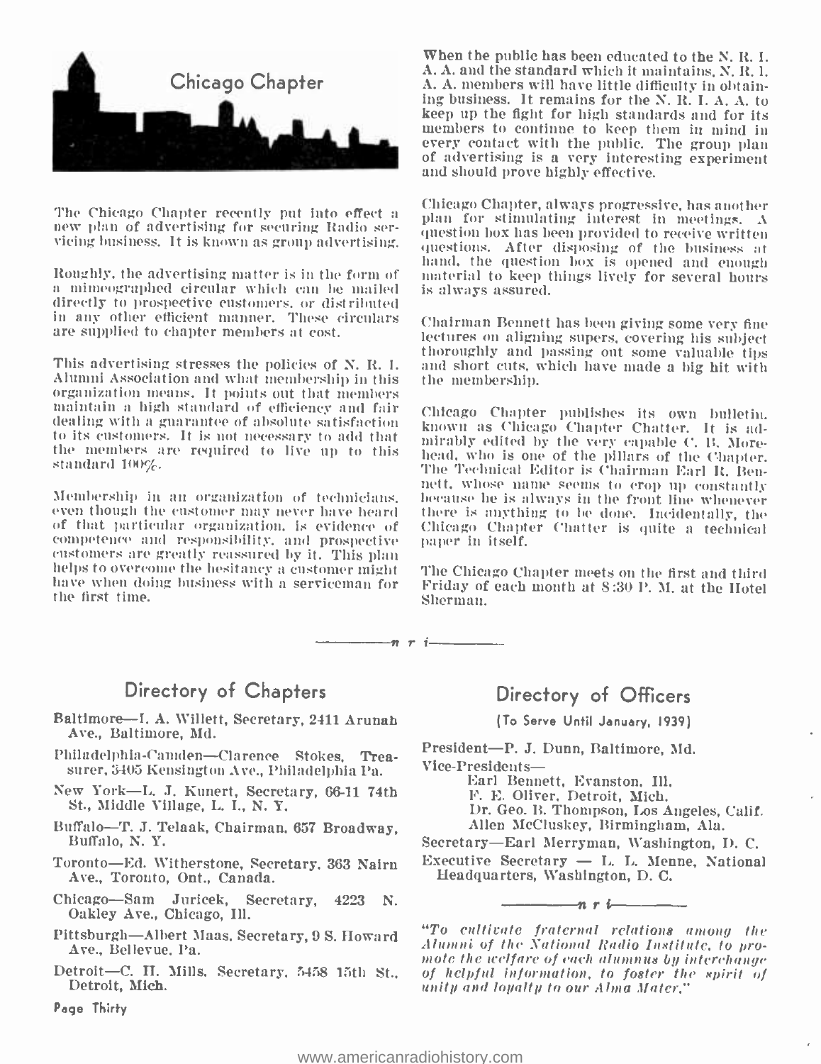# Chicago Chapter

The Chicago Chapter recently put into effect a new plan of advertising for securing Radio servicing business. It is known as group advertising.

Roughly, the advertising matter is in the form of a mimeographed circular which can be mailed directly to prospective customers, or distributed in any other efficient manner. These circulars are supplied to chapter members at cost.

This advertising stresses the policies of N. R. I. Alumni Association and what membership in this organization means. It points out that members maintain a high standard of efficiency and fair dealing with a guarantee of absolute satisfaction to its customers. It is not necessary to add that the members are required to live up to this standard 100%.

Membership in an organization of technicians, even though the customer may never have heard of that particular organization, is evidence of competence and responsibility, and prospective customers are greatly reassured by it. This plan helps to overcome the hesitancy a customer might have when doing business with a serviceman for the first time.

When the public has been educated to the N. R. I. A. A. and the standard which it maintains, N. R. I. A. A. members will have little difficulty in obtaining business. It remains for the N. R. I. A. A. to keep up the fight for high standards and for its members to continue to keep them in mind in every contact with the public. The group plan of advertising is a very interesting experiment and should prove highly effective.

Chicago Chapter, always progressive, has another plan for stimulating interest in meetings. A question box has been provided to receive written questions. After disposing of the business at hand, the question box is opened and enough material to keep things lively for several hours is always assured.

Chairman Bennett has been giving some very fine lectures on aligning supers, covering his subject thoroughly and passing out some valuable tips and short cuts, which have made a big hit with the membership.

Chicago Chapter publishes its own bulletin, known as Chicago Chapter Chatter. It is admirably edited by the very capable C. B. Morehead, who is one of the pillars of the Chapter. The Technical Editor is Chairman Earl R. Bennett, whose name seems to crop up constantly because he is always in the front line whenever there is anything to be done. Incidentally, the Chicago Chapter Chatter is quite a technical paper in itself.

The Chicago Chapter meets on the first and third Friday of each month at 8:30 P. M. at the Hotel Sherman.

— n r i —

## Directory of Chapters

Baltimore—I. A. Willett, Secretary, 2411 Arunah Ave., Baltimore, Md.

Philadelphia-Camden—Clarence Stokes, Treasurer, 3405 Kensington Ave., Philadelphia Pa.

New York—L. J. Kunert, Secretary, 66-11 74th St., Middle Village, L. I., N. Y.

Buffalo—T. J. Telaak, Chairman, 657 Broadway, Buffalo, N. Y.

Toronto—Ed. Witherstone, Secretary, 363 Nairn Ave., Toronto, Ont., Canada.

Chicago—Sam Juricek, Secretary, 4223 N. Oakley Ave., Chicago, Ill.

Pittsburgh—Albert Maas, Secretary, 9 S. Howard Ave., Bellevue, Pa.

Detroit—C. H. Mills, Secretary, 5458 15th St., Detroit, Mich.

## Directory of Officers

(To Serve Until January, 1939)

President—P. J. Dunn, Baltimore, Md.

Vice-Presidents—
- Earl Bennett, Evanston, Ill.
- F. E. Oliver, Detroit, Mich.
- Dr. Geo. B. Thompson, Los Angeles, Calif.
- Allen McCluskey, Birmingham, Ala.

Secretary—Earl Merryman, Washington, D. C.

Executive Secretary — L. L. Menne, National Headquarters, Washington, D. C.

— n r i —

*"To cultivate fraternal relations among the Alumni of the National Radio Institute, to promote the welfare of each alumnus by interchange of helpful information, to foster the spirit of unity and loyalty to our Alma Mater."*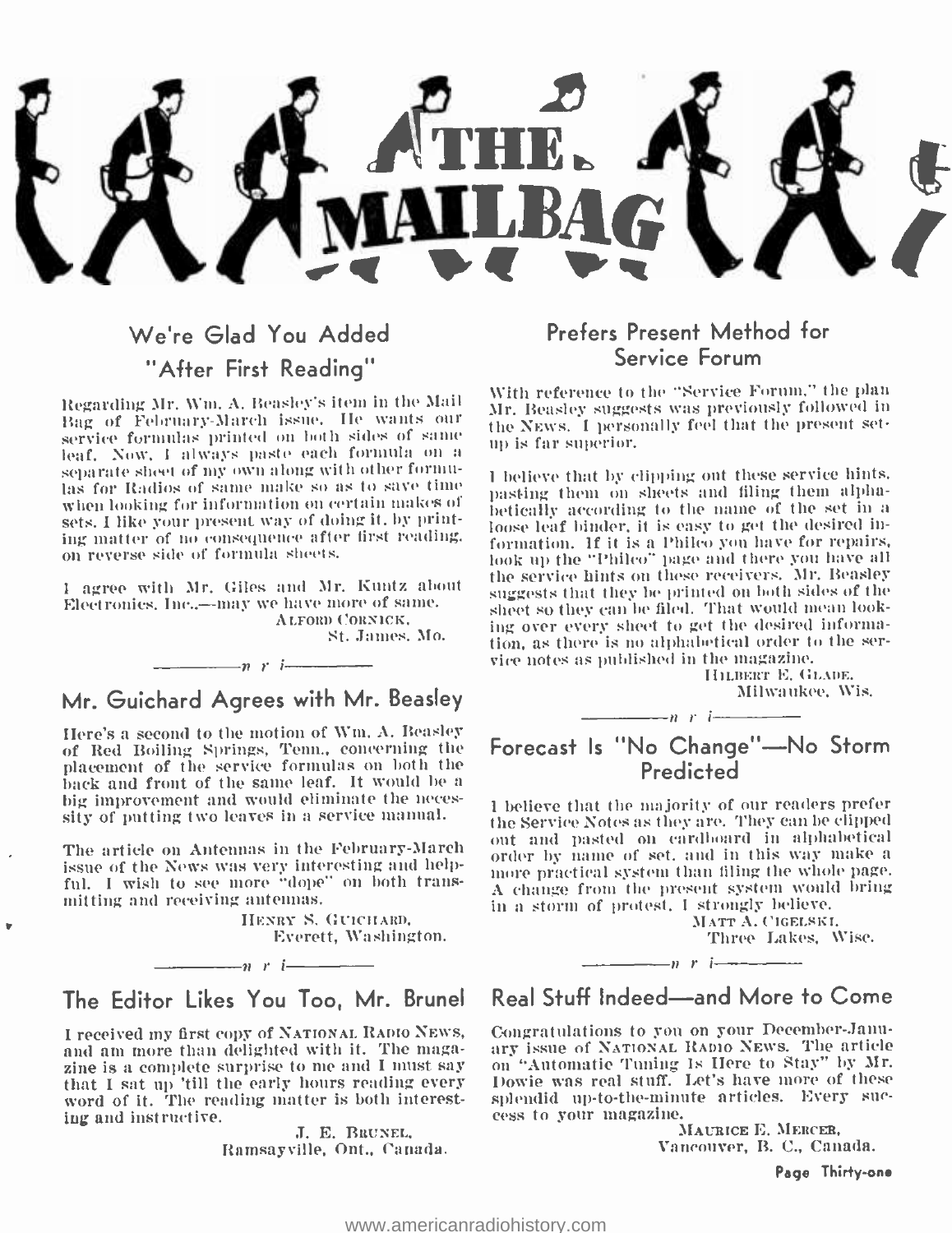# THE MAILBAG

## We're Glad You Added "After First Reading"

Regarding Mr. Wm. A. Beasley's item in the Mail Bag of February-March issue. He wants our service formulas printed on both sides of same leaf. Now, I always paste each formula on a separate sheet of my own along with other formulas for Radios of same make so as to save time when looking for information on certain makes of sets. I like your present way of doing it, by printing matter of no consequence after first reading, on reverse side of formula sheets.

I agree with Mr. Giles and Mr. Kuntz about Electronics, Inc.,—may we have more of same.

ALFORD CORNICK,
St. James, Mo.

—n r i—

## Mr. Guichard Agrees with Mr. Beasley

Here's a second to the motion of Wm. A. Beasley of Red Boiling Springs, Tenn., concerning the placement of the service formulas on both the back and front of the same leaf. It would be a big improvement and would eliminate the necessity of putting two leaves in a service manual.

The article on Antennas in the February-March issue of the News was very interesting and helpful. I wish to see more "dope" on both transmitting and receiving antennas.

HENRY S. GUICHARD,
Everett, Washington.

—n r i—

## The Editor Likes You Too, Mr. Brunel

I received my first copy of NATIONAL RADIO NEWS, and am more than delighted with it. The magazine is a complete surprise to me and I must say that I sat up 'till the early hours reading every word of it. The reading matter is both interesting and instructive.

J. E. BRUNEL,
Ramsayville, Ont., Canada.

## Prefers Present Method for Service Forum

With reference to the "Service Forum," the plan Mr. Beasley suggests was previously followed in the NEWS. I personally feel that the present set-up is far superior.

I believe that by clipping out these service hints, pasting them on sheets and filing them alphabetically according to the name of the set in a loose leaf binder, it is easy to get the desired information. If it is a Philco you have for repairs, look up the "Philco" page and there you have all the service hints on these receivers. Mr. Beasley suggests that they be printed on both sides of the sheet so they can be filed. That would mean looking over every sheet to get the desired information, as there is no alphabetical order to the service notes as published in the magazine.

HILBERT E. GLADE,
Milwaukee, Wis.

—n r i—

## Forecast Is "No Change"—No Storm Predicted

I believe that the majority of our readers prefer the Service Notes as they are. They can be clipped out and pasted on cardboard in alphabetical order by name of set, and in this way make a more practical system than filing the whole page. A change from the present system would bring in a storm of protest, I strongly believe.

MATT A. CIGELSKI,
Three Lakes, Wisc.

—n r i—

## Real Stuff Indeed—and More to Come

Congratulations to you on your December-January issue of NATIONAL RADIO NEWS. The article on "Automatic Tuning Is Here to Stay" by Mr. Dowie was real stuff. Let's have more of these splendid up-to-the-minute articles. Every success to your magazine.

MAURICE E. MERCER,
Vancouver, B. C., Canada.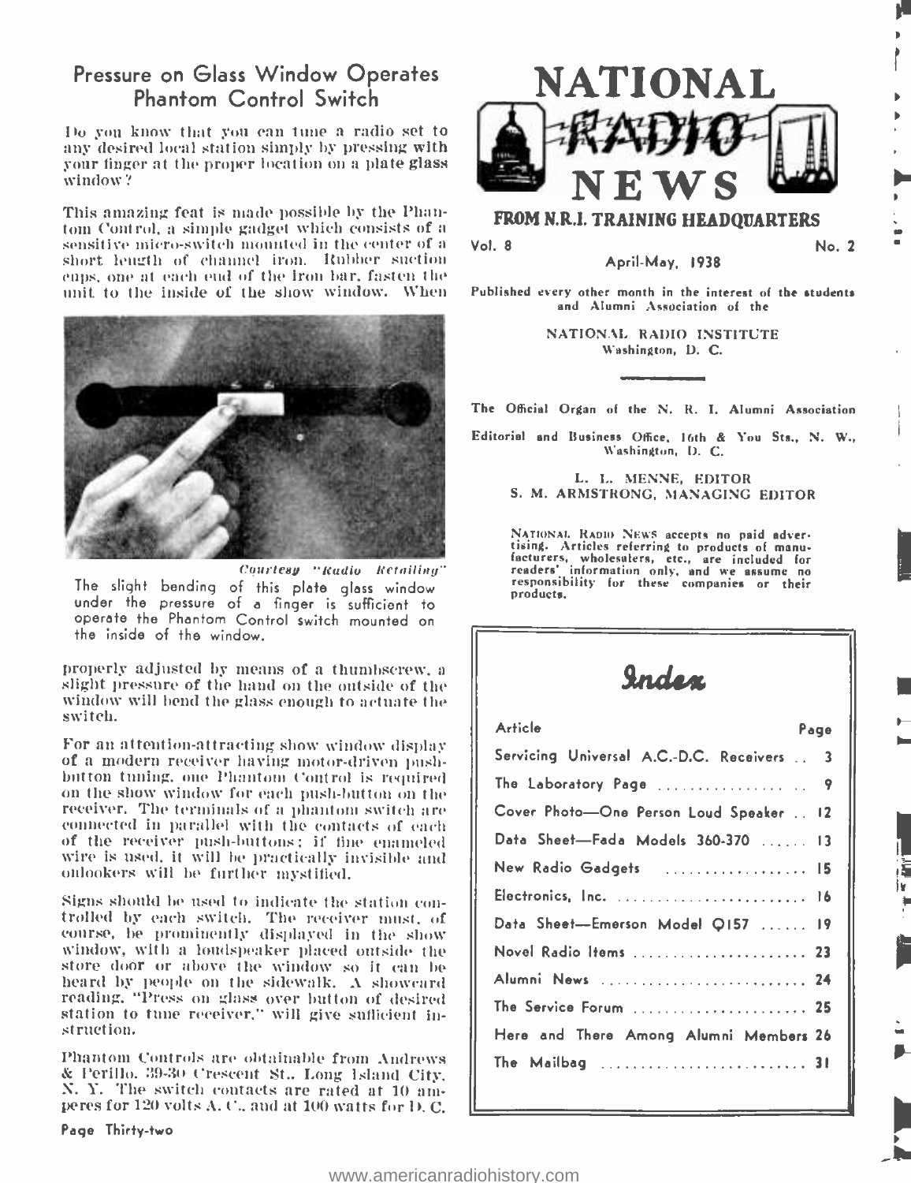## Pressure on Glass Window Operates Phantom Control Switch

Do you know that you can tune a radio set to any desired local station simply by pressing with your finger at the proper location on a plate glass window?

This amazing feat is made possible by the Phantom Control, a simple gadget which consists of a sensitive micro-switch mounted in the center of a short length of channel iron. Rubber suction cups, one at each end of the iron bar, fasten the unit to the inside of the show window. When properly adjusted by means of a thumbscrew, a slight pressure of the hand on the outside of the window will bend the glass enough to actuate the switch.

*Courtesy "Radio Retailing"*

The slight bending of this plate glass window under the pressure of a finger is sufficient to operate the Phantom Control switch mounted on the inside of the window.

For an attention-attracting show window display of a modern receiver having motor-driven push-button tuning, one Phantom Control is required on the show window for each push-button on the receiver. The terminals of a phantom switch are connected in parallel with the contacts of each of the receiver push-buttons; if fine enameled wire is used, it will be practically invisible and onlookers will be further mystified.

Signs should be used to indicate the station controlled by each switch. The receiver must, of course, be prominently displayed in the show window, with a loudspeaker placed outside the store door or above the window so it can be heard by people on the sidewalk. A showcard reading, "Press on glass over button of desired station to tune receiver," will give sufficient instruction.

Phantom Controls are obtainable from Andrews & Perillo, 39-30 Crescent St., Long Island City, N. Y. The switch contacts are rated at 10 amperes for 120 volts A. C., and at 100 watts for D. C.

# NATIONAL RADIO NEWS

**FROM N.R.I. TRAINING HEADQUARTERS**

Vol. 8 — No. 2

April-May, 1938

Published every other month in the interest of the students and Alumni Association of the

NATIONAL RADIO INSTITUTE
Washington, D. C.

The Official Organ of the N. R. I. Alumni Association

Editorial and Business Office, 16th & You Sts., N. W., Washington, D. C.

L. L. MENNE, EDITOR
S. M. ARMSTRONG, MANAGING EDITOR

NATIONAL RADIO NEWS accepts no paid advertising. Articles referring to products of manufacturers, wholesalers, etc., are included for readers' information only, and we assume no responsibility for these companies or their products.

## Index

| Article | Page |
|---|---|
| Servicing Universal A.C.-D.C. Receivers | 3 |
| The Laboratory Page | 9 |
| Cover Photo—One Person Loud Speaker | 12 |
| Data Sheet—Fada Models 360-370 | 13 |
| New Radio Gadgets | 15 |
| Electronics, Inc. | 16 |
| Data Sheet—Emerson Model Q157 | 19 |
| Novel Radio Items | 23 |
| Alumni News | 24 |
| The Service Forum | 25 |
| Here and There Among Alumni Members | 26 |
| The Mailbag | 31 |